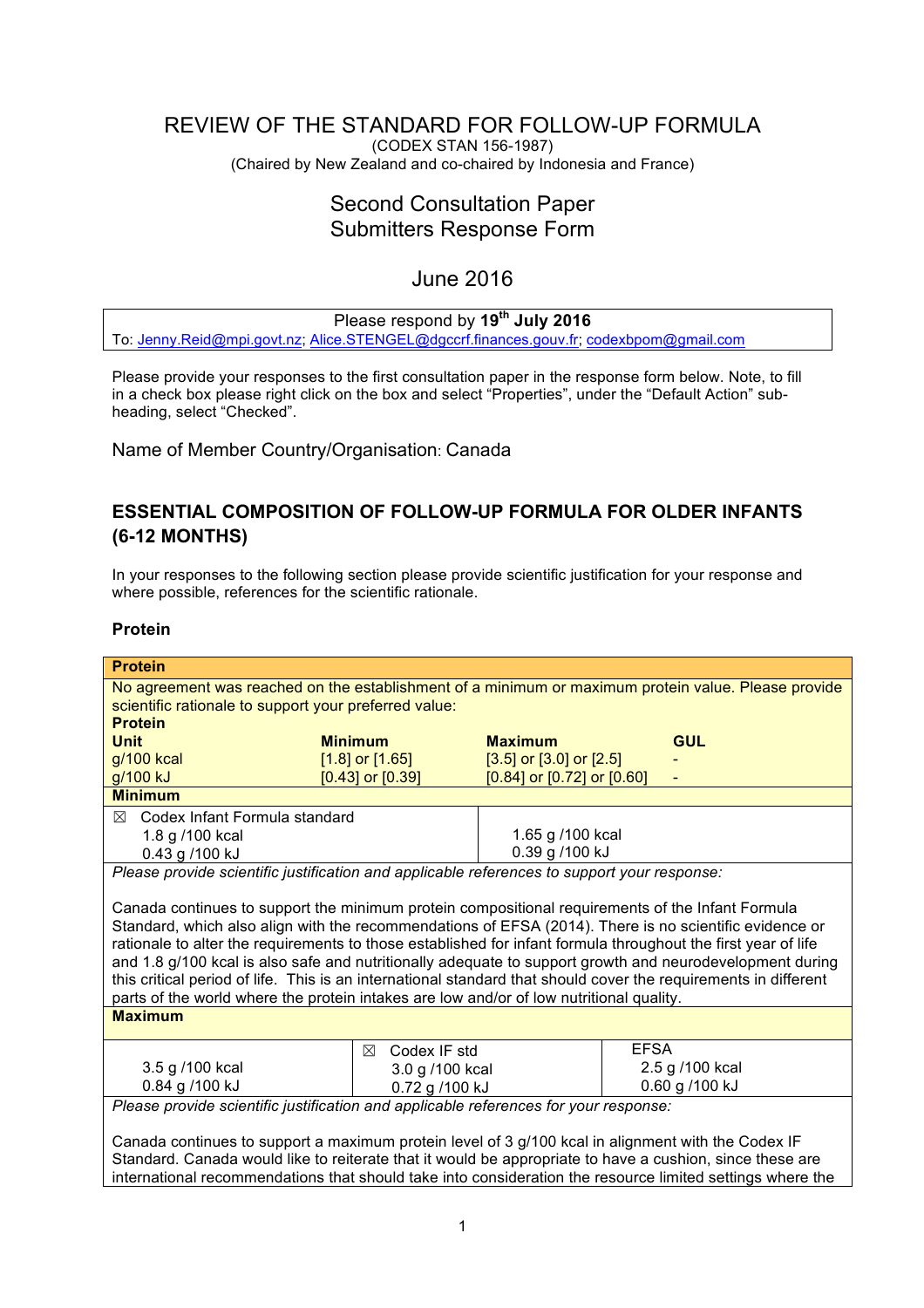# REVIEW OF THE STANDARD FOR FOLLOW-UP FORMULA

(CODEX STAN 156-1987)

(Chaired by New Zealand and co-chaired by Indonesia and France)

## Second Consultation Paper
## Submitters Response Form

## June 2016

| Please respond by **19th July 2016** |
|---|
| To: Jenny.Reid@mpi.govt.nz; Alice.STENGEL@dgccrf.finances.gouv.fr; codexbpom@gmail.com |

Please provide your responses to the first consultation paper in the response form below. Note, to fill in a check box please right click on the box and select "Properties", under the "Default Action" sub-heading, select "Checked".

Name of Member Country/Organisation: Canada

## ESSENTIAL COMPOSITION OF FOLLOW-UP FORMULA FOR OLDER INFANTS (6-12 MONTHS)

In your responses to the following section please provide scientific justification for your response and where possible, references for the scientific rationale.

### Protein

| **Protein** | | | |
|---|---|---|---|
| No agreement was reached on the establishment of a minimum or maximum protein value. Please provide scientific rationale to support your preferred value: | | | |
| **Protein** | | | |
| **Unit** | **Minimum** | **Maximum** | **GUL** |
| g/100 kcal | [1.8] or [1.65] | [3.5] or [3.0] or [2.5] | - |
| g/100 kJ | [0.43] or [0.39] | [0.84] or [0.72] or [0.60] | - |

**Minimum**

| ☒ Codex Infant Formula standard<br>1.8 g /100 kcal<br>0.43 g /100 kJ | 1.65 g /100 kcal<br>0.39 g /100 kJ |
|---|---|

*Please provide scientific justification and applicable references to support your response:*

Canada continues to support the minimum protein compositional requirements of the Infant Formula Standard, which also align with the recommendations of EFSA (2014). There is no scientific evidence or rationale to alter the requirements to those established for infant formula throughout the first year of life and 1.8 g/100 kcal is also safe and nutritionally adequate to support growth and neurodevelopment during this critical period of life. This is an international standard that should cover the requirements in different parts of the world where the protein intakes are low and/or of low nutritional quality.

**Maximum**

| 3.5 g /100 kcal<br>0.84 g /100 kJ | ☒ Codex IF std<br>3.0 g /100 kcal<br>0.72 g /100 kJ | EFSA<br>2.5 g /100 kcal<br>0.60 g /100 kJ |
|---|---|---|

*Please provide scientific justification and applicable references for your response:*

Canada continues to support a maximum protein level of 3 g/100 kcal in alignment with the Codex IF Standard. Canada would like to reiterate that it would be appropriate to have a cushion, since these are international recommendations that should take into consideration the resource limited settings where the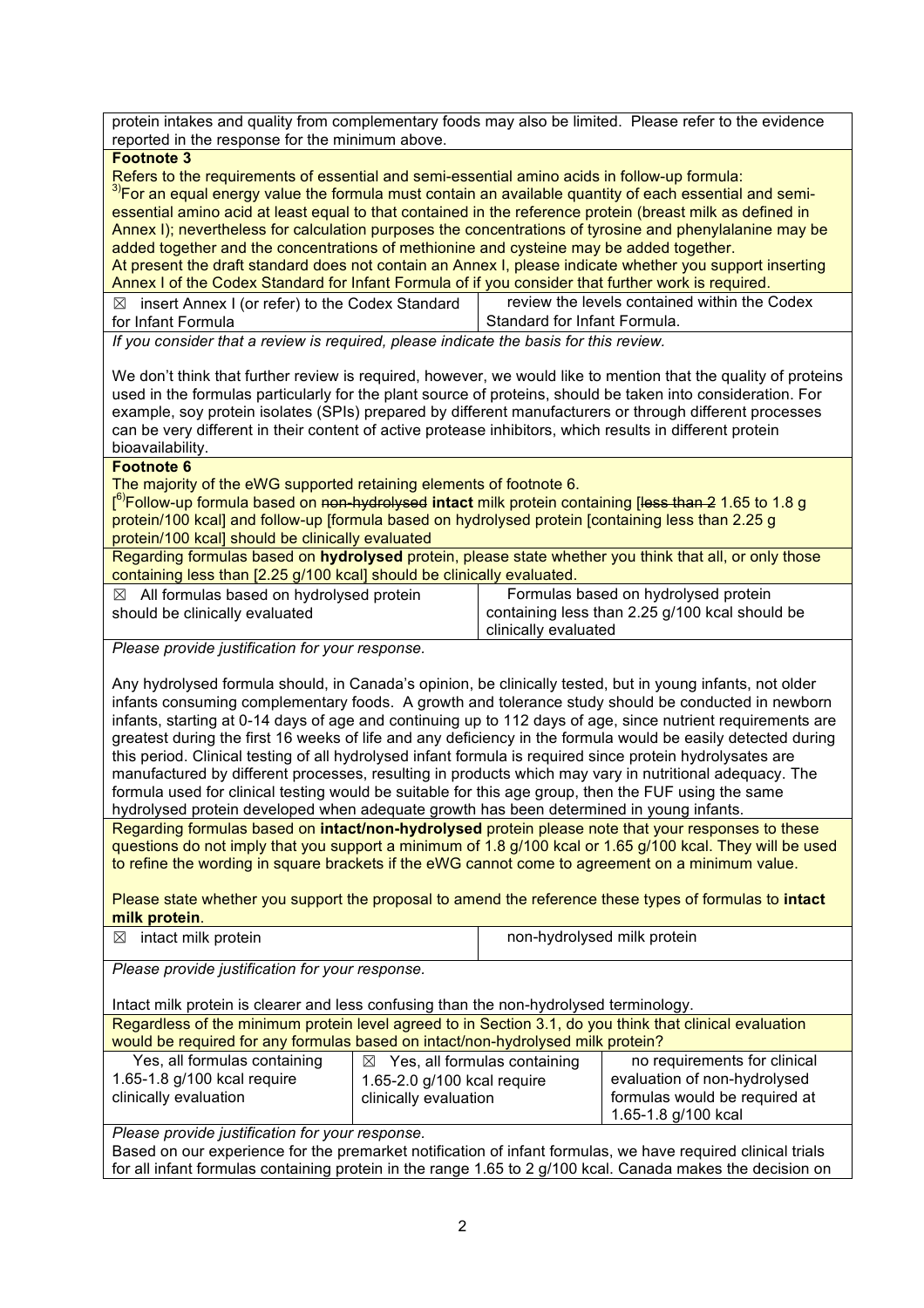protein intakes and quality from complementary foods may also be limited. Please refer to the evidence reported in the response for the minimum above.

**Footnote 3**

Refers to the requirements of essential and semi-essential amino acids in follow-up formula:

[3)]For an equal energy value the formula must contain an available quantity of each essential and semi-essential amino acid at least equal to that contained in the reference protein (breast milk as defined in Annex I); nevertheless for calculation purposes the concentrations of tyrosine and phenylalanine may be added together and the concentrations of methionine and cysteine may be added together.

At present the draft standard does not contain an Annex I, please indicate whether you support inserting Annex I of the Codex Standard for Infant Formula of if you consider that further work is required.

| | |
|---|---|
| ☒ insert Annex I (or refer) to the Codex Standard for Infant Formula | review the levels contained within the Codex Standard for Infant Formula. |

*If you consider that a review is required, please indicate the basis for this review.*

We don't think that further review is required, however, we would like to mention that the quality of proteins used in the formulas particularly for the plant source of proteins, should be taken into consideration. For example, soy protein isolates (SPIs) prepared by different manufacturers or through different processes can be very different in their content of active protease inhibitors, which results in different protein bioavailability.

**Footnote 6**

The majority of the eWG supported retaining elements of footnote 6.

[[6)]Follow-up formula based on ~~non-hydrolysed~~ **intact** milk protein containing [~~less than 2~~ 1.65 to 1.8 g protein/100 kcal] and follow-up [formula based on hydrolysed protein [containing less than 2.25 g protein/100 kcal] should be clinically evaluated

Regarding formulas based on **hydrolysed** protein, please state whether you think that all, or only those containing less than [2.25 g/100 kcal] should be clinically evaluated.

| | |
|---|---|
| ☒ All formulas based on hydrolysed protein should be clinically evaluated | Formulas based on hydrolysed protein containing less than 2.25 g/100 kcal should be clinically evaluated |

*Please provide justification for your response.*

Any hydrolysed formula should, in Canada's opinion, be clinically tested, but in young infants, not older infants consuming complementary foods. A growth and tolerance study should be conducted in newborn infants, starting at 0-14 days of age and continuing up to 112 days of age, since nutrient requirements are greatest during the first 16 weeks of life and any deficiency in the formula would be easily detected during this period. Clinical testing of all hydrolysed infant formula is required since protein hydrolysates are manufactured by different processes, resulting in products which may vary in nutritional adequacy. The formula used for clinical testing would be suitable for this age group, then the FUF using the same hydrolysed protein developed when adequate growth has been determined in young infants.

Regarding formulas based on **intact/non-hydrolysed** protein please note that your responses to these questions do not imply that you support a minimum of 1.8 g/100 kcal or 1.65 g/100 kcal. They will be used to refine the wording in square brackets if the eWG cannot come to agreement on a minimum value.

Please state whether you support the proposal to amend the reference these types of formulas to **intact milk protein**.

| | |
|---|---|
| ☒ intact milk protein | non-hydrolysed milk protein |

*Please provide justification for your response.*

Intact milk protein is clearer and less confusing than the non-hydrolysed terminology.

Regardless of the minimum protein level agreed to in Section 3.1, do you think that clinical evaluation would be required for any formulas based on intact/non-hydrolysed milk protein?

| | | |
|---|---|---|
| Yes, all formulas containing 1.65-1.8 g/100 kcal require clinically evaluation | ☒ Yes, all formulas containing 1.65-2.0 g/100 kcal require clinically evaluation | no requirements for clinical evaluation of non-hydrolysed formulas would be required at 1.65-1.8 g/100 kcal |

*Please provide justification for your response.*

Based on our experience for the premarket notification of infant formulas, we have required clinical trials for all infant formulas containing protein in the range 1.65 to 2 g/100 kcal. Canada makes the decision on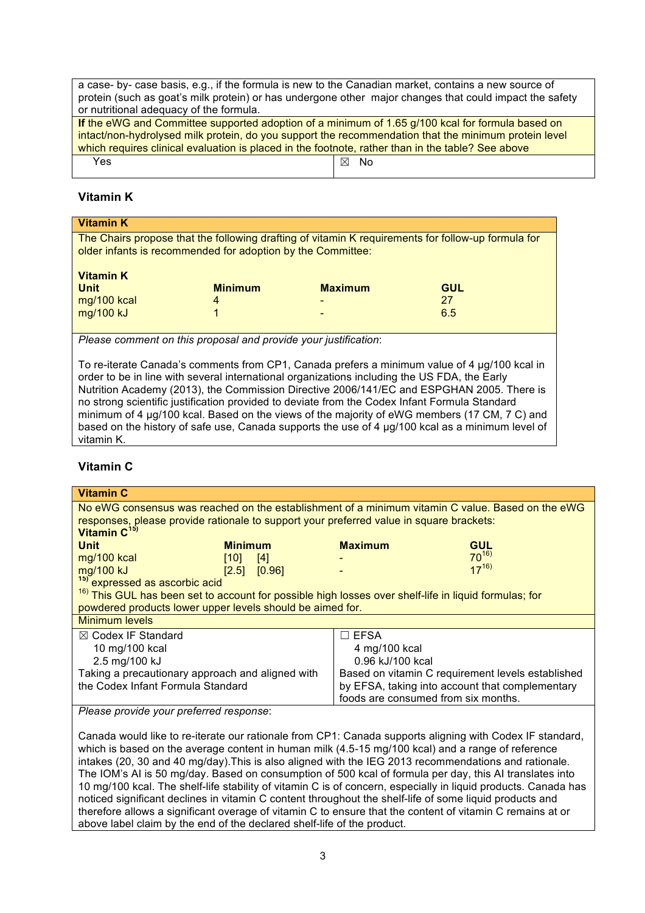| |
|---|
| a case- by- case basis, e.g., if the formula is new to the Canadian market, contains a new source of protein (such as goat's milk protein) or has undergone other major changes that could impact the safety or nutritional adequacy of the formula. |

| **If** the eWG and Committee supported adoption of a minimum of 1.65 g/100 kcal for formula based on intact/non-hydrolysed milk protein, do you support the recommendation that the minimum protein level which requires clinical evaluation is placed in the footnote, rather than in the table? See above | |
|---|---|
| Yes | ☒ No |

## Vitamin K

**Vitamin K**

The Chairs propose that the following drafting of vitamin K requirements for follow-up formula for older infants is recommended for adoption by the Committee:

**Vitamin K**

| **Unit** | **Minimum** | **Maximum** | **GUL** |
|---|---|---|---|
| mg/100 kcal | 4 | - | 27 |
| mg/100 kJ | 1 | - | 6.5 |

*Please comment on this proposal and provide your justification*:

To re-iterate Canada's comments from CP1, Canada prefers a minimum value of 4 µg/100 kcal in order to be in line with several international organizations including the US FDA, the Early Nutrition Academy (2013), the Commission Directive 2006/141/EC and ESPGHAN 2005. There is no strong scientific justification provided to deviate from the Codex Infant Formula Standard minimum of 4 µg/100 kcal. Based on the views of the majority of eWG members (17 CM, 7 C) and based on the history of safe use, Canada supports the use of 4 µg/100 kcal as a minimum level of vitamin K.

## Vitamin C

**Vitamin C**

No eWG consensus was reached on the establishment of a minimum vitamin C value. Based on the eWG responses, please provide rationale to support your preferred value in square brackets:

**Vitamin C**[15)]

| **Unit** | **Minimum** | **Maximum** | **GUL** |
|---|---|---|---|
| mg/100 kcal | [10] [4] | - | 70[16)] |
| mg/100 kJ | [2.5] [0.96] | - | 17[16)] |

[15)] expressed as ascorbic acid

[16)] This GUL has been set to account for possible high losses over shelf-life in liquid formulas; for powdered products lower upper levels should be aimed for.

Minimum levels

| ☒ Codex IF Standard | ☐ EFSA |
|---|---|
| 10 mg/100 kcal<br>2.5 mg/100 kJ<br>Taking a precautionary approach and aligned with the Codex Infant Formula Standard | 4 mg/100 kcal<br>0.96 kJ/100 kcal<br>Based on vitamin C requirement levels established by EFSA, taking into account that complementary foods are consumed from six months. |

*Please provide your preferred response*:

Canada would like to re-iterate our rationale from CP1: Canada supports aligning with Codex IF standard, which is based on the average content in human milk (4.5-15 mg/100 kcal) and a range of reference intakes (20, 30 and 40 mg/day).This is also aligned with the IEG 2013 recommendations and rationale. The IOM's AI is 50 mg/day. Based on consumption of 500 kcal of formula per day, this AI translates into 10 mg/100 kcal. The shelf-life stability of vitamin C is of concern, especially in liquid products. Canada has noticed significant declines in vitamin C content throughout the shelf-life of some liquid products and therefore allows a significant overage of vitamin C to ensure that the content of vitamin C remains at or above label claim by the end of the declared shelf-life of the product.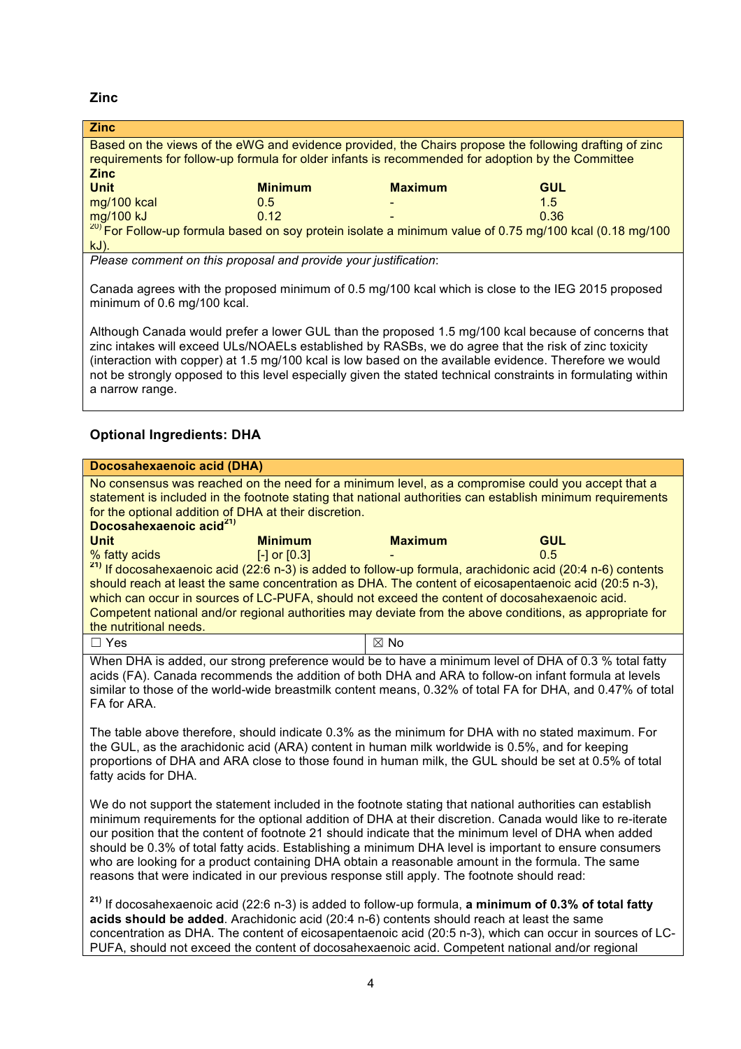## Zinc

**Zinc**

Based on the views of the eWG and evidence provided, the Chairs propose the following drafting of zinc requirements for follow-up formula for older infants is recommended for adoption by the Committee

**Zinc**

| Unit | Minimum | Maximum | GUL |
|---|---|---|---|
| mg/100 kcal | 0.5 | - | 1.5 |
| mg/100 kJ | 0.12 | - | 0.36 |

[20] For Follow-up formula based on soy protein isolate a minimum value of 0.75 mg/100 kcal (0.18 mg/100 kJ).

*Please comment on this proposal and provide your justification*:

Canada agrees with the proposed minimum of 0.5 mg/100 kcal which is close to the IEG 2015 proposed minimum of 0.6 mg/100 kcal.

Although Canada would prefer a lower GUL than the proposed 1.5 mg/100 kcal because of concerns that zinc intakes will exceed ULs/NOAELs established by RASBs, we do agree that the risk of zinc toxicity (interaction with copper) at 1.5 mg/100 kcal is low based on the available evidence. Therefore we would not be strongly opposed to this level especially given the stated technical constraints in formulating within a narrow range.

## Optional Ingredients: DHA

**Docosahexaenoic acid (DHA)**

No consensus was reached on the need for a minimum level, as a compromise could you accept that a statement is included in the footnote stating that national authorities can establish minimum requirements for the optional addition of DHA at their discretion.

**Docosahexaenoic acid[21]**

| Unit | Minimum | Maximum | GUL |
|---|---|---|---|
| % fatty acids | [-] or [0.3] | - | 0.5 |

**[21]** If docosahexaenoic acid (22:6 n-3) is added to follow-up formula, arachidonic acid (20:4 n-6) contents should reach at least the same concentration as DHA. The content of eicosapentaenoic acid (20:5 n-3), which can occur in sources of LC-PUFA, should not exceed the content of docosahexaenoic acid. Competent national and/or regional authorities may deviate from the above conditions, as appropriate for the nutritional needs.

☐ Yes ☒ No

When DHA is added, our strong preference would be to have a minimum level of DHA of 0.3 % total fatty acids (FA). Canada recommends the addition of both DHA and ARA to follow-on infant formula at levels similar to those of the world-wide breastmilk content means, 0.32% of total FA for DHA, and 0.47% of total FA for ARA.

The table above therefore, should indicate 0.3% as the minimum for DHA with no stated maximum. For the GUL, as the arachidonic acid (ARA) content in human milk worldwide is 0.5%, and for keeping proportions of DHA and ARA close to those found in human milk, the GUL should be set at 0.5% of total fatty acids for DHA.

We do not support the statement included in the footnote stating that national authorities can establish minimum requirements for the optional addition of DHA at their discretion. Canada would like to re-iterate our position that the content of footnote 21 should indicate that the minimum level of DHA when added should be 0.3% of total fatty acids. Establishing a minimum DHA level is important to ensure consumers who are looking for a product containing DHA obtain a reasonable amount in the formula. The same reasons that were indicated in our previous response still apply. The footnote should read:

**[21]** If docosahexaenoic acid (22:6 n-3) is added to follow-up formula, **a minimum of 0.3% of total fatty acids should be added**. Arachidonic acid (20:4 n-6) contents should reach at least the same concentration as DHA. The content of eicosapentaenoic acid (20:5 n-3), which can occur in sources of LC-PUFA, should not exceed the content of docosahexaenoic acid. Competent national and/or regional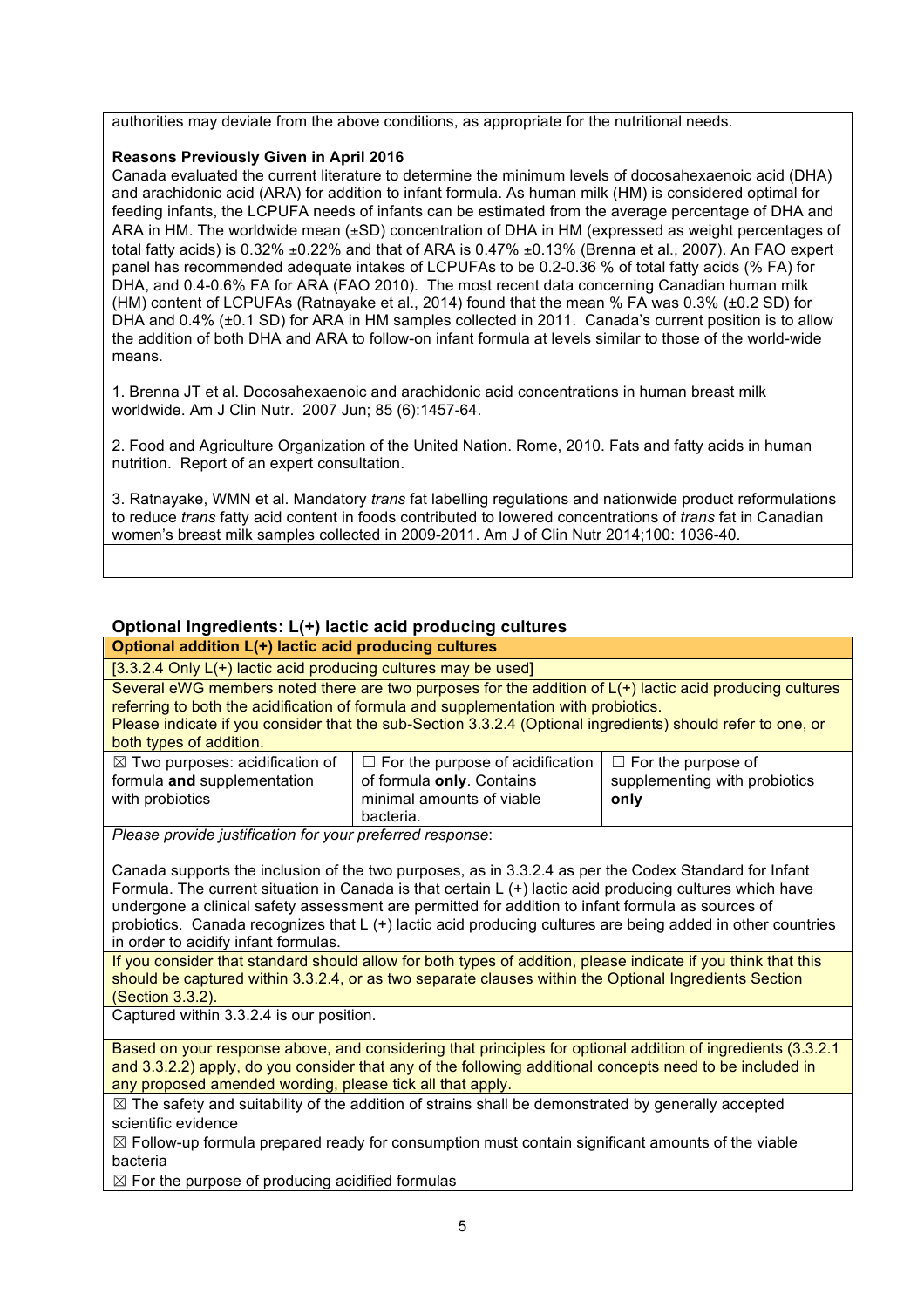authorities may deviate from the above conditions, as appropriate for the nutritional needs.

**Reasons Previously Given in April 2016**

Canada evaluated the current literature to determine the minimum levels of docosahexaenoic acid (DHA) and arachidonic acid (ARA) for addition to infant formula. As human milk (HM) is considered optimal for feeding infants, the LCPUFA needs of infants can be estimated from the average percentage of DHA and ARA in HM. The worldwide mean (±SD) concentration of DHA in HM (expressed as weight percentages of total fatty acids) is 0.32% ±0.22% and that of ARA is 0.47% ±0.13% (Brenna et al., 2007). An FAO expert panel has recommended adequate intakes of LCPUFAs to be 0.2-0.36 % of total fatty acids (% FA) for DHA, and 0.4-0.6% FA for ARA (FAO 2010). The most recent data concerning Canadian human milk (HM) content of LCPUFAs (Ratnayake et al., 2014) found that the mean % FA was 0.3% (±0.2 SD) for DHA and 0.4% (±0.1 SD) for ARA in HM samples collected in 2011. Canada's current position is to allow the addition of both DHA and ARA to follow-on infant formula at levels similar to those of the world-wide means.

1. Brenna JT et al. Docosahexaenoic and arachidonic acid concentrations in human breast milk worldwide. Am J Clin Nutr. 2007 Jun; 85 (6):1457-64.

2. Food and Agriculture Organization of the United Nation. Rome, 2010. Fats and fatty acids in human nutrition. Report of an expert consultation.

3. Ratnayake, WMN et al. Mandatory *trans* fat labelling regulations and nationwide product reformulations to reduce *trans* fatty acid content in foods contributed to lowered concentrations of *trans* fat in Canadian women's breast milk samples collected in 2009-2011. Am J of Clin Nutr 2014;100: 1036-40.

### Optional Ingredients: L(+) lactic acid producing cultures

| **Optional addition L(+) lactic acid producing cultures** | | |
|---|---|---|
| [3.3.2.4 Only L(+) lactic acid producing cultures may be used] | | |
| Several eWG members noted there are two purposes for the addition of L(+) lactic acid producing cultures referring to both the acidification of formula and supplementation with probiotics. Please indicate if you consider that the sub-Section 3.3.2.4 (Optional ingredients) should refer to one, or both types of addition. | | |
| ☒ Two purposes: acidification of formula **and** supplementation with probiotics | ☐ For the purpose of acidification of formula **only**. Contains minimal amounts of viable bacteria. | ☐ For the purpose of supplementing with probiotics **only** |
| *Please provide justification for your preferred response*:<br><br>Canada supports the inclusion of the two purposes, as in 3.3.2.4 as per the Codex Standard for Infant Formula. The current situation in Canada is that certain L (+) lactic acid producing cultures which have undergone a clinical safety assessment are permitted for addition to infant formula as sources of probiotics. Canada recognizes that L (+) lactic acid producing cultures are being added in other countries in order to acidify infant formulas. | | |
| If you consider that standard should allow for both types of addition, please indicate if you think that this should be captured within 3.3.2.4, or as two separate clauses within the Optional Ingredients Section (Section 3.3.2). | | |
| Captured within 3.3.2.4 is our position. | | |
| Based on your response above, and considering that principles for optional addition of ingredients (3.3.2.1 and 3.3.2.2) apply, do you consider that any of the following additional concepts need to be included in any proposed amended wording, please tick all that apply. | | |
| ☒ The safety and suitability of the addition of strains shall be demonstrated by generally accepted scientific evidence<br>☒ Follow-up formula prepared ready for consumption must contain significant amounts of the viable bacteria<br>☒ For the purpose of producing acidified formulas | | |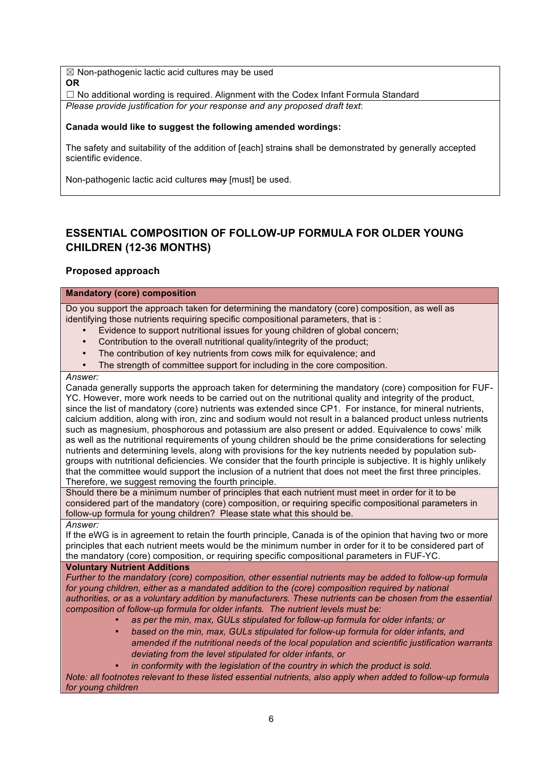☒ Non-pathogenic lactic acid cultures may be used
**OR**
☐ No additional wording is required. Alignment with the Codex Infant Formula Standard

*Please provide justification for your response and any proposed draft text*:

**Canada would like to suggest the following amended wordings:**

The safety and suitability of the addition of [each] strain~~s~~ shall be demonstrated by generally accepted scientific evidence.

Non-pathogenic lactic acid cultures ~~may~~ [must] be used.

## ESSENTIAL COMPOSITION OF FOLLOW-UP FORMULA FOR OLDER YOUNG CHILDREN (12-36 MONTHS)

### Proposed approach

**Mandatory (core) composition**

Do you support the approach taken for determining the mandatory (core) composition, as well as identifying those nutrients requiring specific compositional parameters, that is :

- Evidence to support nutritional issues for young children of global concern;
- Contribution to the overall nutritional quality/integrity of the product;
- The contribution of key nutrients from cows milk for equivalence; and
- The strength of committee support for including in the core composition.

*Answer:*

Canada generally supports the approach taken for determining the mandatory (core) composition for FUF-YC. However, more work needs to be carried out on the nutritional quality and integrity of the product, since the list of mandatory (core) nutrients was extended since CP1. For instance, for mineral nutrients, calcium addition, along with iron, zinc and sodium would not result in a balanced product unless nutrients such as magnesium, phosphorous and potassium are also present or added. Equivalence to cows' milk as well as the nutritional requirements of young children should be the prime considerations for selecting nutrients and determining levels, along with provisions for the key nutrients needed by population sub-groups with nutritional deficiencies. We consider that the fourth principle is subjective. It is highly unlikely that the committee would support the inclusion of a nutrient that does not meet the first three principles. Therefore, we suggest removing the fourth principle.

Should there be a minimum number of principles that each nutrient must meet in order for it to be considered part of the mandatory (core) composition, or requiring specific compositional parameters in follow-up formula for young children? Please state what this should be.

*Answer:*

If the eWG is in agreement to retain the fourth principle, Canada is of the opinion that having two or more principles that each nutrient meets would be the minimum number in order for it to be considered part of the mandatory (core) composition, or requiring specific compositional parameters in FUF-YC.

**Voluntary Nutrient Additions**

*Further to the mandatory (core) composition, other essential nutrients may be added to follow-up formula for young children, either as a mandated addition to the (core) composition required by national authorities, or as a voluntary addition by manufacturers. These nutrients can be chosen from the essential composition of follow-up formula for older infants. The nutrient levels must be:*

- *as per the min, max, GULs stipulated for follow-up formula for older infants; or*
- *based on the min, max, GULs stipulated for follow-up formula for older infants, and amended if the nutritional needs of the local population and scientific justification warrants deviating from the level stipulated for older infants, or*
- *in conformity with the legislation of the country in which the product is sold.*

*Note: all footnotes relevant to these listed essential nutrients, also apply when added to follow-up formula for young children*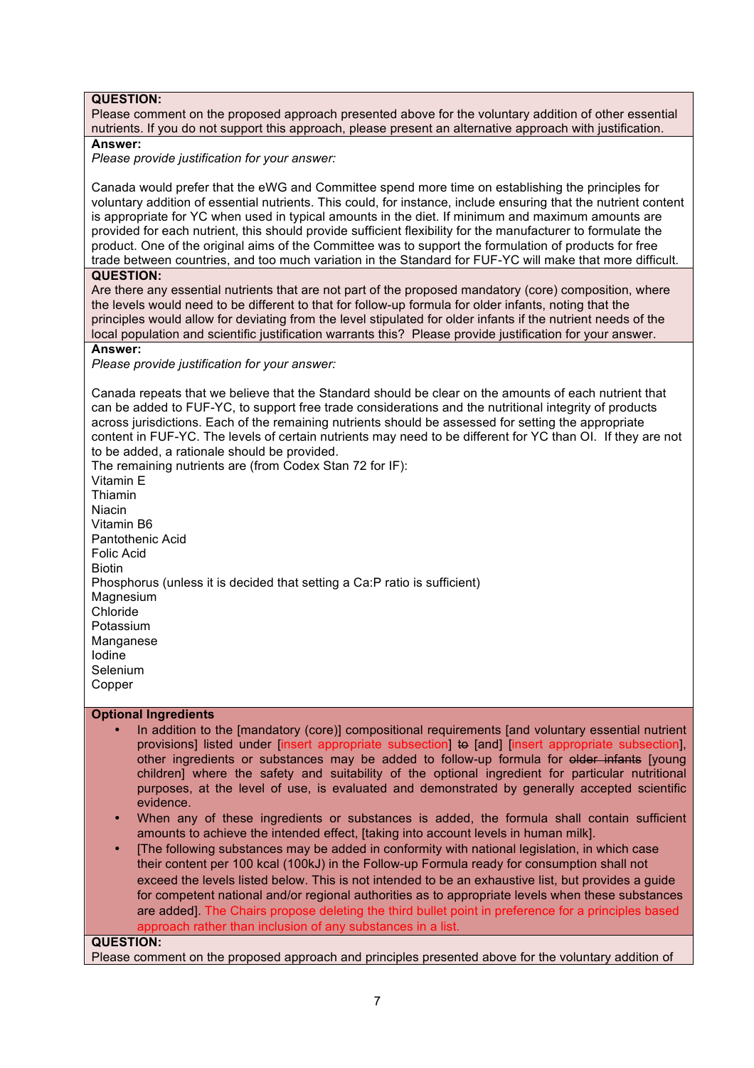**QUESTION:**
Please comment on the proposed approach presented above for the voluntary addition of other essential nutrients. If you do not support this approach, please present an alternative approach with justification.

**Answer:**

*Please provide justification for your answer:*

Canada would prefer that the eWG and Committee spend more time on establishing the principles for voluntary addition of essential nutrients. This could, for instance, include ensuring that the nutrient content is appropriate for YC when used in typical amounts in the diet. If minimum and maximum amounts are provided for each nutrient, this should provide sufficient flexibility for the manufacturer to formulate the product. One of the original aims of the Committee was to support the formulation of products for free trade between countries, and too much variation in the Standard for FUF-YC will make that more difficult.

**QUESTION:**
Are there any essential nutrients that are not part of the proposed mandatory (core) composition, where the levels would need to be different to that for follow-up formula for older infants, noting that the principles would allow for deviating from the level stipulated for older infants if the nutrient needs of the local population and scientific justification warrants this? Please provide justification for your answer.

**Answer:**

*Please provide justification for your answer:*

Canada repeats that we believe that the Standard should be clear on the amounts of each nutrient that can be added to FUF-YC, to support free trade considerations and the nutritional integrity of products across jurisdictions. Each of the remaining nutrients should be assessed for setting the appropriate content in FUF-YC. The levels of certain nutrients may need to be different for YC than OI. If they are not to be added, a rationale should be provided.

The remaining nutrients are (from Codex Stan 72 for IF):

Vitamin E
Thiamin
Niacin
Vitamin B6
Pantothenic Acid
Folic Acid
Biotin
Phosphorus (unless it is decided that setting a Ca:P ratio is sufficient)
Magnesium
Chloride
Potassium
Manganese
Iodine
Selenium
Copper

**Optional Ingredients**

- In addition to the [mandatory (core)] compositional requirements [and voluntary essential nutrient provisions] listed under [insert appropriate subsection] ~~to~~ [and] [insert appropriate subsection], other ingredients or substances may be added to follow-up formula for ~~older infants~~ [young children] where the safety and suitability of the optional ingredient for particular nutritional purposes, at the level of use, is evaluated and demonstrated by generally accepted scientific evidence.
- When any of these ingredients or substances is added, the formula shall contain sufficient amounts to achieve the intended effect, [taking into account levels in human milk].
- [The following substances may be added in conformity with national legislation, in which case their content per 100 kcal (100kJ) in the Follow-up Formula ready for consumption shall not exceed the levels listed below. This is not intended to be an exhaustive list, but provides a guide for competent national and/or regional authorities as to appropriate levels when these substances are added]. The Chairs propose deleting the third bullet point in preference for a principles based approach rather than inclusion of any substances in a list.

**QUESTION:**
Please comment on the proposed approach and principles presented above for the voluntary addition of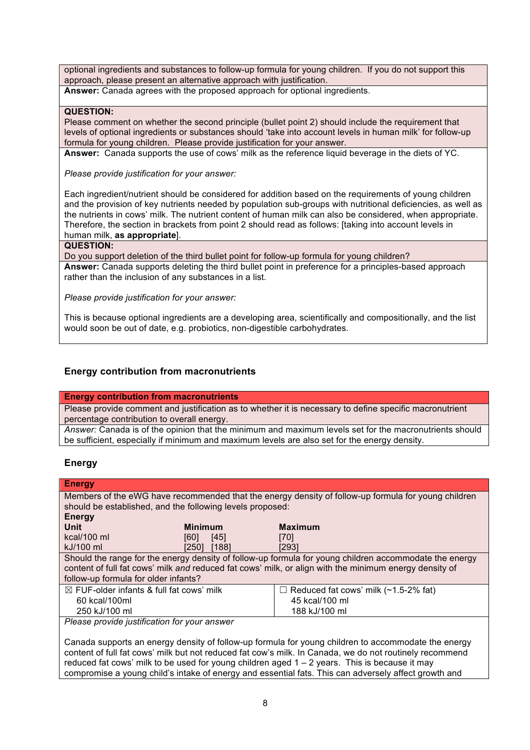optional ingredients and substances to follow-up formula for young children. If you do not support this approach, please present an alternative approach with justification.

**Answer:** Canada agrees with the proposed approach for optional ingredients.

**QUESTION:**
Please comment on whether the second principle (bullet point 2) should include the requirement that levels of optional ingredients or substances should 'take into account levels in human milk' for follow-up formula for young children. Please provide justification for your answer.

**Answer:** Canada supports the use of cows' milk as the reference liquid beverage in the diets of YC.

*Please provide justification for your answer:*

Each ingredient/nutrient should be considered for addition based on the requirements of young children and the provision of key nutrients needed by population sub-groups with nutritional deficiencies, as well as the nutrients in cows' milk. The nutrient content of human milk can also be considered, when appropriate. Therefore, the section in brackets from point 2 should read as follows: [taking into account levels in human milk, **as appropriate**].

**QUESTION:**
Do you support deletion of the third bullet point for follow-up formula for young children?

**Answer:** Canada supports deleting the third bullet point in preference for a principles-based approach rather than the inclusion of any substances in a list.

*Please provide justification for your answer:*

This is because optional ingredients are a developing area, scientifically and compositionally, and the list would soon be out of date, e.g. probiotics, non-digestible carbohydrates.

## Energy contribution from macronutrients

**Energy contribution from macronutrients**

Please provide comment and justification as to whether it is necessary to define specific macronutrient percentage contribution to overall energy.

*Answer:* Canada is of the opinion that the minimum and maximum levels set for the macronutrients should be sufficient, especially if minimum and maximum levels are also set for the energy density.

## Energy

**Energy**

Members of the eWG have recommended that the energy density of follow-up formula for young children should be established, and the following levels proposed:

**Energy**

| Unit | Minimum | Maximum |
|---|---|---|
| kcal/100 ml | [60] [45] | [70] |
| kJ/100 ml | [250] [188] | [293] |

Should the range for the energy density of follow-up formula for young children accommodate the energy content of full fat cows' milk *and* reduced fat cows' milk, or align with the minimum energy density of follow-up formula for older infants?

| ☒ FUF-older infants & full fat cows' milk | ☐ Reduced fat cows' milk (~1.5-2% fat) |
|---|---|
| 60 kcal/100ml | 45 kcal/100 ml |
| 250 kJ/100 ml | 188 kJ/100 ml |

*Please provide justification for your answer*

Canada supports an energy density of follow-up formula for young children to accommodate the energy content of full fat cows' milk but not reduced fat cow's milk. In Canada, we do not routinely recommend reduced fat cows' milk to be used for young children aged 1 – 2 years. This is because it may compromise a young child's intake of energy and essential fats. This can adversely affect growth and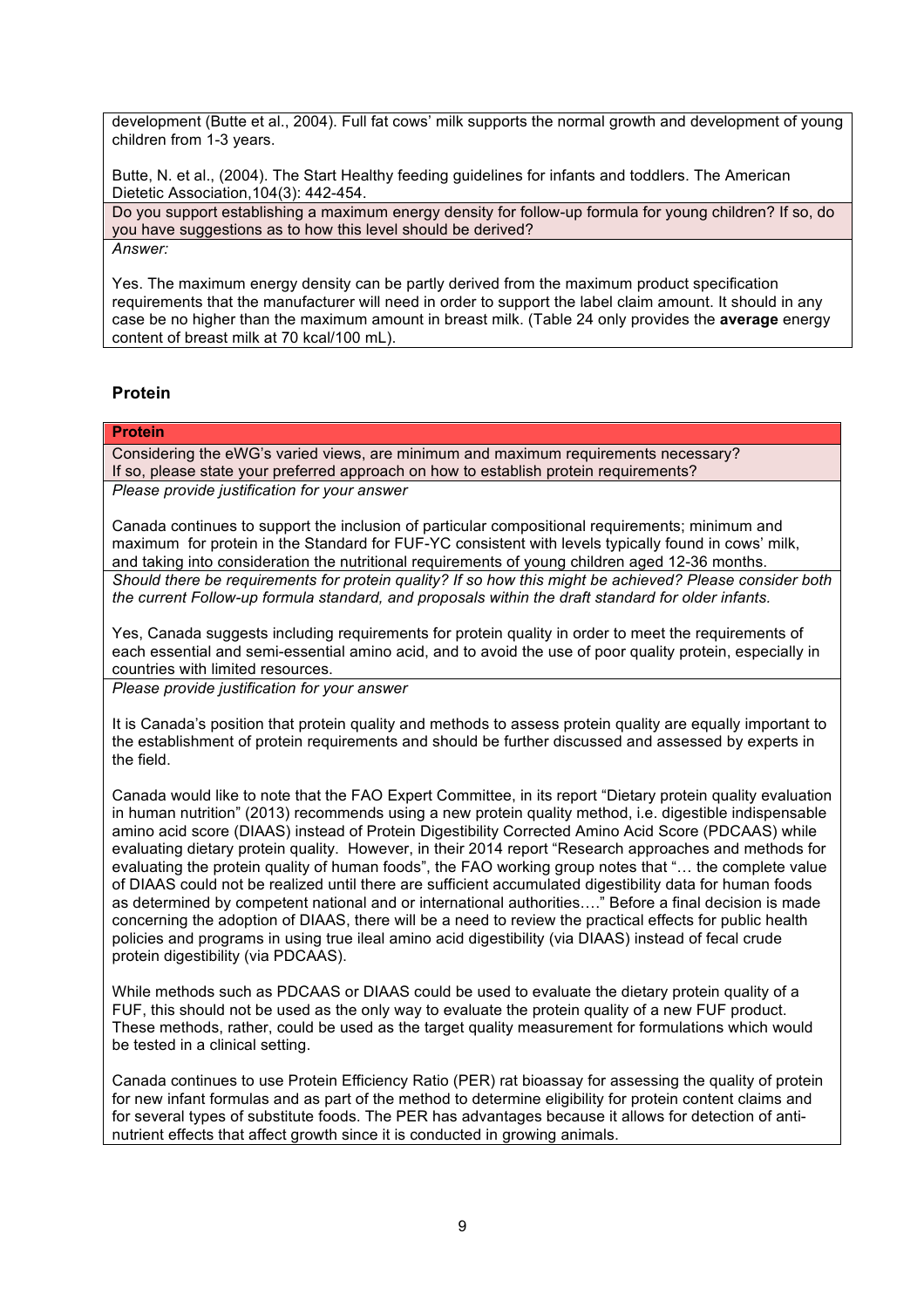development (Butte et al., 2004). Full fat cows' milk supports the normal growth and development of young children from 1-3 years.

Butte, N. et al., (2004). The Start Healthy feeding guidelines for infants and toddlers. The American Dietetic Association,104(3): 442-454.

Do you support establishing a maximum energy density for follow-up formula for young children? If so, do you have suggestions as to how this level should be derived?

*Answer:*

Yes. The maximum energy density can be partly derived from the maximum product specification requirements that the manufacturer will need in order to support the label claim amount. It should in any case be no higher than the maximum amount in breast milk. (Table 24 only provides the **average** energy content of breast milk at 70 kcal/100 mL).

## Protein

**Protein**

Considering the eWG's varied views, are minimum and maximum requirements necessary?
If so, please state your preferred approach on how to establish protein requirements?

*Please provide justification for your answer*

Canada continues to support the inclusion of particular compositional requirements; minimum and maximum for protein in the Standard for FUF-YC consistent with levels typically found in cows' milk, and taking into consideration the nutritional requirements of young children aged 12-36 months.

*Should there be requirements for protein quality? If so how this might be achieved? Please consider both the current Follow-up formula standard, and proposals within the draft standard for older infants.*

Yes, Canada suggests including requirements for protein quality in order to meet the requirements of each essential and semi-essential amino acid, and to avoid the use of poor quality protein, especially in countries with limited resources.

*Please provide justification for your answer*

It is Canada's position that protein quality and methods to assess protein quality are equally important to the establishment of protein requirements and should be further discussed and assessed by experts in the field.

Canada would like to note that the FAO Expert Committee, in its report "Dietary protein quality evaluation in human nutrition" (2013) recommends using a new protein quality method, i.e. digestible indispensable amino acid score (DIAAS) instead of Protein Digestibility Corrected Amino Acid Score (PDCAAS) while evaluating dietary protein quality. However, in their 2014 report "Research approaches and methods for evaluating the protein quality of human foods", the FAO working group notes that "… the complete value of DIAAS could not be realized until there are sufficient accumulated digestibility data for human foods as determined by competent national and or international authorities…." Before a final decision is made concerning the adoption of DIAAS, there will be a need to review the practical effects for public health policies and programs in using true ileal amino acid digestibility (via DIAAS) instead of fecal crude protein digestibility (via PDCAAS).

While methods such as PDCAAS or DIAAS could be used to evaluate the dietary protein quality of a FUF, this should not be used as the only way to evaluate the protein quality of a new FUF product. These methods, rather, could be used as the target quality measurement for formulations which would be tested in a clinical setting.

Canada continues to use Protein Efficiency Ratio (PER) rat bioassay for assessing the quality of protein for new infant formulas and as part of the method to determine eligibility for protein content claims and for several types of substitute foods. The PER has advantages because it allows for detection of anti-nutrient effects that affect growth since it is conducted in growing animals.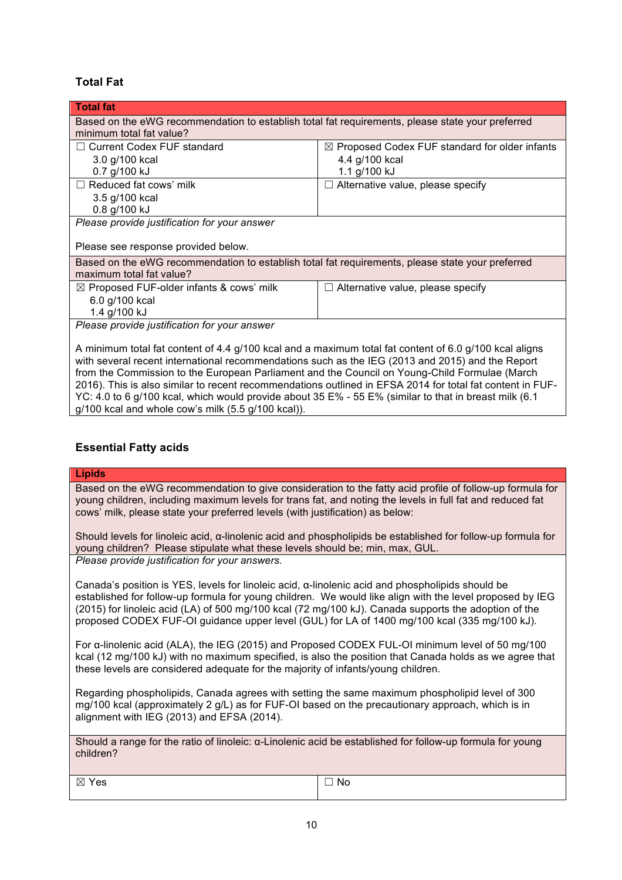### Total Fat

| Total fat | |
|---|---|
| Based on the eWG recommendation to establish total fat requirements, please state your preferred minimum total fat value? | |
| ☐ Current Codex FUF standard<br>3.0 g/100 kcal<br>0.7 g/100 kJ | ☒ Proposed Codex FUF standard for older infants<br>4.4 g/100 kcal<br>1.1 g/100 kJ |
| ☐ Reduced fat cows' milk<br>3.5 g/100 kcal<br>0.8 g/100 kJ | ☐ Alternative value, please specify |
| *Please provide justification for your answer*<br><br>Please see response provided below. | |
| Based on the eWG recommendation to establish total fat requirements, please state your preferred maximum total fat value? | |
| ☒ Proposed FUF-older infants & cows' milk<br>6.0 g/100 kcal<br>1.4 g/100 kJ | ☐ Alternative value, please specify |
| *Please provide justification for your answer*<br><br>A minimum total fat content of 4.4 g/100 kcal and a maximum total fat content of 6.0 g/100 kcal aligns with several recent international recommendations such as the IEG (2013 and 2015) and the Report from the Commission to the European Parliament and the Council on Young-Child Formulae (March 2016). This is also similar to recent recommendations outlined in EFSA 2014 for total fat content in FUF-YC: 4.0 to 6 g/100 kcal, which would provide about 35 E% - 55 E% (similar to that in breast milk (6.1 g/100 kcal and whole cow's milk (5.5 g/100 kcal)). | |

### Essential Fatty acids

| Lipids | |
|---|---|
| Based on the eWG recommendation to give consideration to the fatty acid profile of follow-up formula for young children, including maximum levels for trans fat, and noting the levels in full fat and reduced fat cows' milk, please state your preferred levels (with justification) as below:<br><br>Should levels for linoleic acid, α-linolenic acid and phospholipids be established for follow-up formula for young children? Please stipulate what these levels should be; min, max, GUL. | |
| *Please provide justification for your answers.*<br><br>Canada's position is YES, levels for linoleic acid, α-linolenic acid and phospholipids should be established for follow-up formula for young children. We would like align with the level proposed by IEG (2015) for linoleic acid (LA) of 500 mg/100 kcal (72 mg/100 kJ). Canada supports the adoption of the proposed CODEX FUF-OI guidance upper level (GUL) for LA of 1400 mg/100 kcal (335 mg/100 kJ).<br><br>For α-linolenic acid (ALA), the IEG (2015) and Proposed CODEX FUL-OI minimum level of 50 mg/100 kcal (12 mg/100 kJ) with no maximum specified, is also the position that Canada holds as we agree that these levels are considered adequate for the majority of infants/young children.<br><br>Regarding phospholipids, Canada agrees with setting the same maximum phospholipid level of 300 mg/100 kcal (approximately 2 g/L) as for FUF-OI based on the precautionary approach, which is in alignment with IEG (2013) and EFSA (2014). | |
| Should a range for the ratio of linoleic: α-Linolenic acid be established for follow-up formula for young children? | |
| ☒ Yes | ☐ No |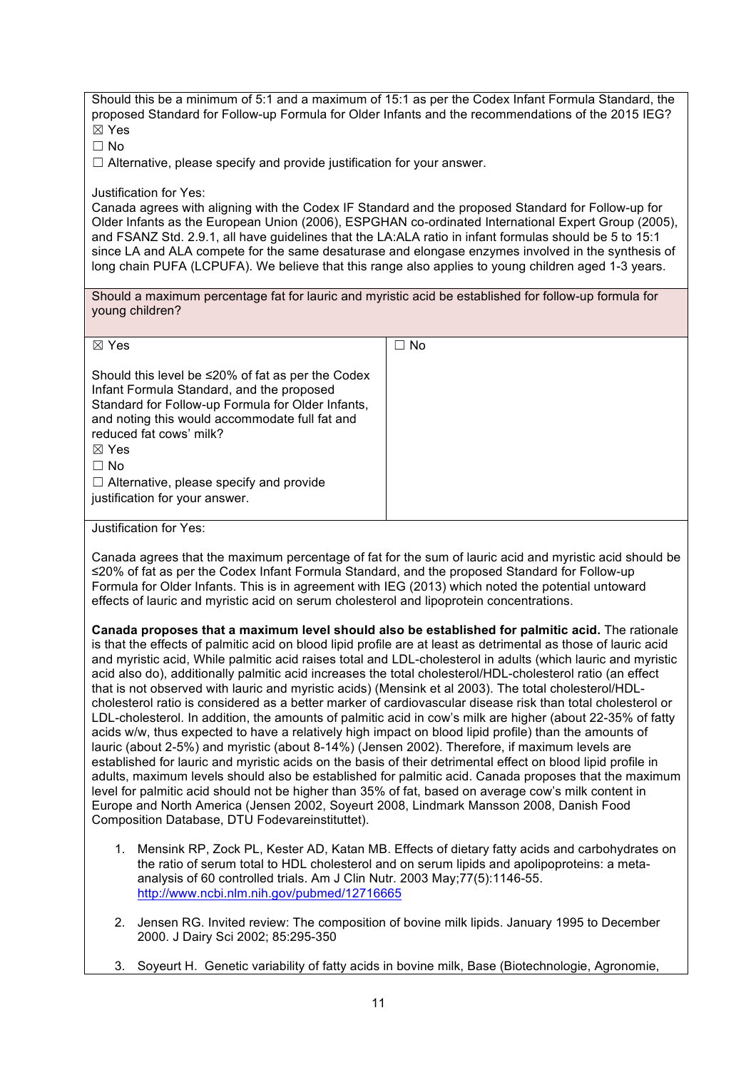Should this be a minimum of 5:1 and a maximum of 15:1 as per the Codex Infant Formula Standard, the proposed Standard for Follow-up Formula for Older Infants and the recommendations of the 2015 IEG?

☒ Yes

☐ No

☐ Alternative, please specify and provide justification for your answer.

Justification for Yes:
Canada agrees with aligning with the Codex IF Standard and the proposed Standard for Follow-up for Older Infants as the European Union (2006), ESPGHAN co-ordinated International Expert Group (2005), and FSANZ Std. 2.9.1, all have guidelines that the LA:ALA ratio in infant formulas should be 5 to 15:1 since LA and ALA compete for the same desaturase and elongase enzymes involved in the synthesis of long chain PUFA (LCPUFA). We believe that this range also applies to young children aged 1-3 years.

Should a maximum percentage fat for lauric and myristic acid be established for follow-up formula for young children?

| ☒ Yes<br><br>Should this level be ≤20% of fat as per the Codex Infant Formula Standard, and the proposed Standard for Follow-up Formula for Older Infants, and noting this would accommodate full fat and reduced fat cows' milk?<br>☒ Yes<br>☐ No<br>☐ Alternative, please specify and provide justification for your answer. | ☐ No |
|---|---|

Justification for Yes:

Canada agrees that the maximum percentage of fat for the sum of lauric acid and myristic acid should be ≤20% of fat as per the Codex Infant Formula Standard, and the proposed Standard for Follow-up Formula for Older Infants. This is in agreement with IEG (2013) which noted the potential untoward effects of lauric and myristic acid on serum cholesterol and lipoprotein concentrations.

**Canada proposes that a maximum level should also be established for palmitic acid.** The rationale is that the effects of palmitic acid on blood lipid profile are at least as detrimental as those of lauric acid and myristic acid, While palmitic acid raises total and LDL-cholesterol in adults (which lauric and myristic acid also do), additionally palmitic acid increases the total cholesterol/HDL-cholesterol ratio (an effect that is not observed with lauric and myristic acids) (Mensink et al 2003). The total cholesterol/HDL-cholesterol ratio is considered as a better marker of cardiovascular disease risk than total cholesterol or LDL-cholesterol. In addition, the amounts of palmitic acid in cow's milk are higher (about 22-35% of fatty acids w/w, thus expected to have a relatively high impact on blood lipid profile) than the amounts of lauric (about 2-5%) and myristic (about 8-14%) (Jensen 2002). Therefore, if maximum levels are established for lauric and myristic acids on the basis of their detrimental effect on blood lipid profile in adults, maximum levels should also be established for palmitic acid. Canada proposes that the maximum level for palmitic acid should not be higher than 35% of fat, based on average cow's milk content in Europe and North America (Jensen 2002, Soyeurt 2008, Lindmark Mansson 2008, Danish Food Composition Database, DTU Fodevareinstituttet).

1. Mensink RP, Zock PL, Kester AD, Katan MB. Effects of dietary fatty acids and carbohydrates on the ratio of serum total to HDL cholesterol and on serum lipids and apolipoproteins: a meta-analysis of 60 controlled trials. Am J Clin Nutr. 2003 May;77(5):1146-55. http://www.ncbi.nlm.nih.gov/pubmed/12716665

2. Jensen RG. Invited review: The composition of bovine milk lipids. January 1995 to December 2000. J Dairy Sci 2002; 85:295-350

3. Soyeurt H. Genetic variability of fatty acids in bovine milk, Base (Biotechnologie, Agronomie,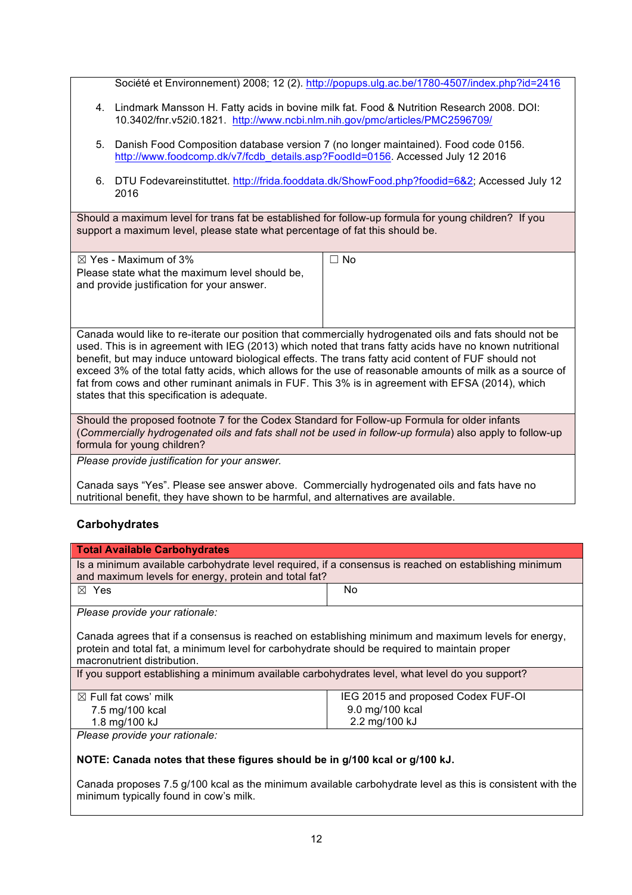Société et Environnement) 2008; 12 (2). http://popups.ulg.ac.be/1780-4507/index.php?id=2416

4. Lindmark Mansson H. Fatty acids in bovine milk fat. Food & Nutrition Research 2008. DOI: 10.3402/fnr.v52i0.1821. http://www.ncbi.nlm.nih.gov/pmc/articles/PMC2596709/

5. Danish Food Composition database version 7 (no longer maintained). Food code 0156. http://www.foodcomp.dk/v7/fcdb_details.asp?FoodId=0156. Accessed July 12 2016

6. DTU Fodevareinstituttet. http://frida.fooddata.dk/ShowFood.php?foodid=6&2; Accessed July 12 2016

| Should a maximum level for trans fat be established for follow-up formula for young children? If you support a maximum level, please state what percentage of fat this should be. | |
|---|---|
| ☒ Yes - Maximum of 3%<br>Please state what the maximum level should be, and provide justification for your answer. | ☐ No |
| Canada would like to re-iterate our position that commercially hydrogenated oils and fats should not be used. This is in agreement with IEG (2013) which noted that trans fatty acids have no known nutritional benefit, but may induce untoward biological effects. The trans fatty acid content of FUF should not exceed 3% of the total fatty acids, which allows for the use of reasonable amounts of milk as a source of fat from cows and other ruminant animals in FUF. This 3% is in agreement with EFSA (2014), which states that this specification is adequate. | |

| Should the proposed footnote 7 for the Codex Standard for Follow-up Formula for older infants (*Commercially hydrogenated oils and fats shall not be used in follow-up formula*) also apply to follow-up formula for young children? |
|---|
| *Please provide justification for your answer.*<br><br>Canada says "Yes". Please see answer above. Commercially hydrogenated oils and fats have no nutritional benefit, they have shown to be harmful, and alternatives are available. |

## Carbohydrates

| **Total Available Carbohydrates** | |
|---|---|
| Is a minimum available carbohydrate level required, if a consensus is reached on establishing minimum and maximum levels for energy, protein and total fat? | |
| ☒ Yes | No |
| *Please provide your rationale:*<br><br>Canada agrees that if a consensus is reached on establishing minimum and maximum levels for energy, protein and total fat, a minimum level for carbohydrate should be required to maintain proper macronutrient distribution. | |
| If you support establishing a minimum available carbohydrates level, what level do you support? | |
| ☒ Full fat cows' milk<br>7.5 mg/100 kcal<br>1.8 mg/100 kJ | IEG 2015 and proposed Codex FUF-OI<br>9.0 mg/100 kcal<br>2.2 mg/100 kJ |
| *Please provide your rationale:*<br><br>**NOTE: Canada notes that these figures should be in g/100 kcal or g/100 kJ.**<br><br>Canada proposes 7.5 g/100 kcal as the minimum available carbohydrate level as this is consistent with the minimum typically found in cow's milk. | |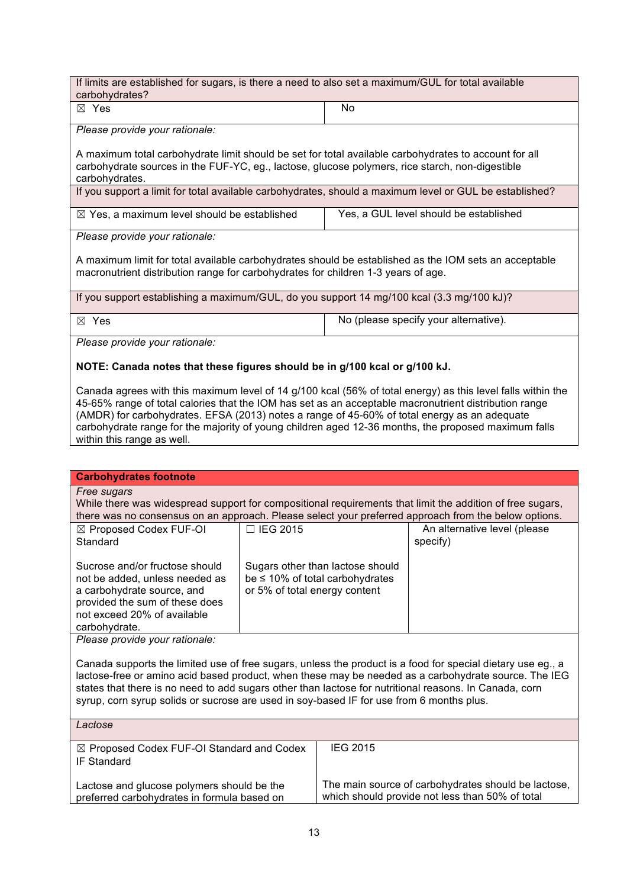| If limits are established for sugars, is there a need to also set a maximum/GUL for total available carbohydrates? | |
|---|---|
| ☒ Yes | No |
| *Please provide your rationale:*<br><br>A maximum total carbohydrate limit should be set for total available carbohydrates to account for all carbohydrate sources in the FUF-YC, eg., lactose, glucose polymers, rice starch, non-digestible carbohydrates. | |
| If you support a limit for total available carbohydrates, should a maximum level or GUL be established? | |
| ☒ Yes, a maximum level should be established | Yes, a GUL level should be established |
| *Please provide your rationale:*<br><br>A maximum limit for total available carbohydrates should be established as the IOM sets an acceptable macronutrient distribution range for carbohydrates for children 1-3 years of age. | |
| If you support establishing a maximum/GUL, do you support 14 mg/100 kcal (3.3 mg/100 kJ)? | |
| ☒ Yes | No (please specify your alternative). |
| *Please provide your rationale:*<br><br>**NOTE: Canada notes that these figures should be in g/100 kcal or g/100 kJ.**<br><br>Canada agrees with this maximum level of 14 g/100 kcal (56% of total energy) as this level falls within the 45-65% range of total calories that the IOM has set as an acceptable macronutrient distribution range (AMDR) for carbohydrates. EFSA (2013) notes a range of 45-60% of total energy as an adequate carbohydrate range for the majority of young children aged 12-36 months, the proposed maximum falls within this range as well. | |

| **Carbohydrates footnote** | | |
|---|---|---|
| *Free sugars*<br>While there was widespread support for compositional requirements that limit the addition of free sugars, there was no consensus on an approach. Please select your preferred approach from the below options. | | |
| ☒ Proposed Codex FUF-OI Standard<br><br>Sucrose and/or fructose should not be added, unless needed as a carbohydrate source, and provided the sum of these does not exceed 20% of available carbohydrate. | ☐ IEG 2015<br><br>Sugars other than lactose should be ≤ 10% of total carbohydrates or 5% of total energy content | An alternative level (please specify) |
| *Please provide your rationale:*<br><br>Canada supports the limited use of free sugars, unless the product is a food for special dietary use eg., a lactose-free or amino acid based product, when these may be needed as a carbohydrate source. The IEG states that there is no need to add sugars other than lactose for nutritional reasons. In Canada, corn syrup, corn syrup solids or sucrose are used in soy-based IF for use from 6 months plus. | | |

| *Lactose* | |
|---|---|
| ☒ Proposed Codex FUF-OI Standard and Codex IF Standard<br><br>Lactose and glucose polymers should be the preferred carbohydrates in formula based on | IEG 2015<br><br>The main source of carbohydrates should be lactose, which should provide not less than 50% of total |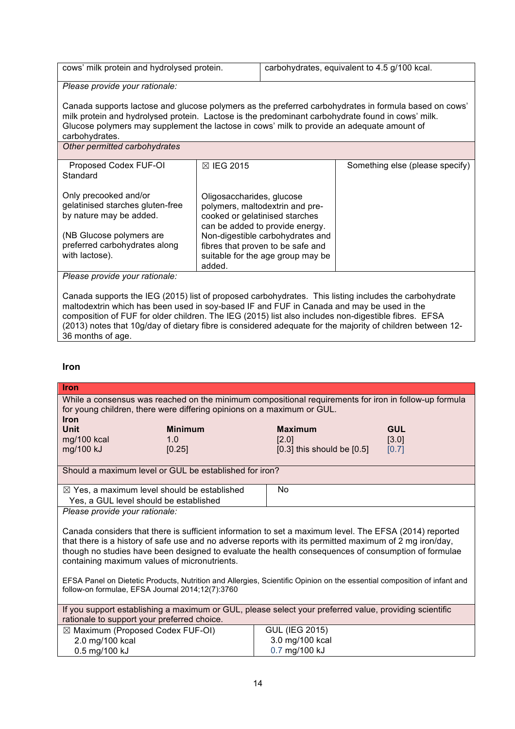| cows' milk protein and hydrolysed protein. | carbohydrates, equivalent to 4.5 g/100 kcal. |
|---|---|

*Please provide your rationale:*

Canada supports lactose and glucose polymers as the preferred carbohydrates in formula based on cows' milk protein and hydrolysed protein. Lactose is the predominant carbohydrate found in cows' milk. Glucose polymers may supplement the lactose in cows' milk to provide an adequate amount of carbohydrates.

*Other permitted carbohydrates*

| Proposed Codex FUF-OI Standard | ☒ IEG 2015 | Something else (please specify) |
|---|---|---|
| Only precooked and/or gelatinised starches gluten-free by nature may be added.<br><br>(NB Glucose polymers are preferred carbohydrates along with lactose). | Oligosaccharides, glucose polymers, maltodextrin and pre-cooked or gelatinised starches can be added to provide energy. Non-digestible carbohydrates and fibres that proven to be safe and suitable for the age group may be added. | |

*Please provide your rationale:*

Canada supports the IEG (2015) list of proposed carbohydrates. This listing includes the carbohydrate maltodextrin which has been used in soy-based IF and FUF in Canada and may be used in the composition of FUF for older children. The IEG (2015) list also includes non-digestible fibres. EFSA (2013) notes that 10g/day of dietary fibre is considered adequate for the majority of children between 12-36 months of age.

## Iron

**Iron**

While a consensus was reached on the minimum compositional requirements for iron in follow-up formula for young children, there were differing opinions on a maximum or GUL.

**Iron**

| **Unit** | **Minimum** | **Maximum** | **GUL** |
|---|---|---|---|
| mg/100 kcal | 1.0 | [2.0] | [3.0] |
| mg/100 kJ | [0.25] | [0.3] this should be [0.5] | [0.7] |

Should a maximum level or GUL be established for iron?

| ☒ Yes, a maximum level should be established<br>Yes, a GUL level should be established | No |
|---|---|

*Please provide your rationale:*

Canada considers that there is sufficient information to set a maximum level. The EFSA (2014) reported that there is a history of safe use and no adverse reports with its permitted maximum of 2 mg iron/day, though no studies have been designed to evaluate the health consequences of consumption of formulae containing maximum values of micronutrients.

EFSA Panel on Dietetic Products, Nutrition and Allergies, Scientific Opinion on the essential composition of infant and follow-on formulae, EFSA Journal 2014;12(7):3760

If you support establishing a maximum or GUL, please select your preferred value, providing scientific rationale to support your preferred choice.

| ☒ Maximum (Proposed Codex FUF-OI)<br>2.0 mg/100 kcal<br>0.5 mg/100 kJ | GUL (IEG 2015)<br>3.0 mg/100 kcal<br>0.7 mg/100 kJ |
|---|---|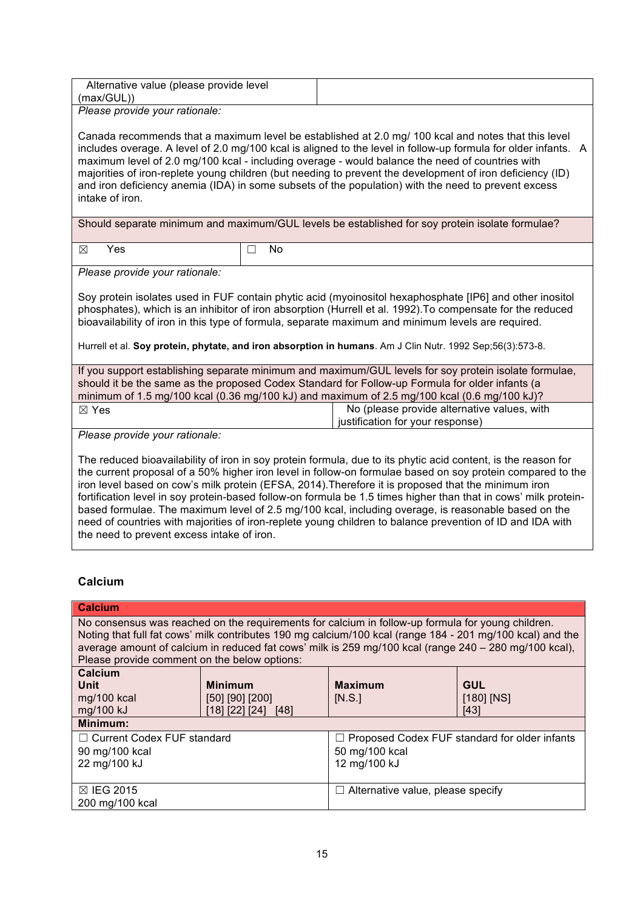| Alternative value (please provide level (max/GUL)) | |
|---|---|

*Please provide your rationale:*

Canada recommends that a maximum level be established at 2.0 mg/ 100 kcal and notes that this level includes overage. A level of 2.0 mg/100 kcal is aligned to the level in follow-up formula for older infants. A maximum level of 2.0 mg/100 kcal - including overage - would balance the need of countries with majorities of iron-replete young children (but needing to prevent the development of iron deficiency (ID) and iron deficiency anemia (IDA) in some subsets of the population) with the need to prevent excess intake of iron.

Should separate minimum and maximum/GUL levels be established for soy protein isolate formulae?

| ☒ Yes | ☐ No |
|---|---|

*Please provide your rationale:*

Soy protein isolates used in FUF contain phytic acid (myoinositol hexaphosphate [IP6] and other inositol phosphates), which is an inhibitor of iron absorption (Hurrell et al. 1992).To compensate for the reduced bioavailability of iron in this type of formula, separate maximum and minimum levels are required.

Hurrell et al. **Soy protein, phytate, and iron absorption in humans**. Am J Clin Nutr. 1992 Sep;56(3):573-8.

If you support establishing separate minimum and maximum/GUL levels for soy protein isolate formulae, should it be the same as the proposed Codex Standard for Follow-up Formula for older infants (a minimum of 1.5 mg/100 kcal (0.36 mg/100 kJ) and maximum of 2.5 mg/100 kcal (0.6 mg/100 kJ)?

| ☒ Yes | No (please provide alternative values, with justification for your response) |
|---|---|

*Please provide your rationale:*

The reduced bioavailability of iron in soy protein formula, due to its phytic acid content, is the reason for the current proposal of a 50% higher iron level in follow-on formulae based on soy protein compared to the iron level based on cow's milk protein (EFSA, 2014).Therefore it is proposed that the minimum iron fortification level in soy protein-based follow-on formula be 1.5 times higher than that in cows' milk protein-based formulae. The maximum level of 2.5 mg/100 kcal, including overage, is reasonable based on the need of countries with majorities of iron-replete young children to balance prevention of ID and IDA with the need to prevent excess intake of iron.

### Calcium

**Calcium**

No consensus was reached on the requirements for calcium in follow-up formula for young children. Noting that full fat cows' milk contributes 190 mg calcium/100 kcal (range 184 - 201 mg/100 kcal) and the average amount of calcium in reduced fat cows' milk is 259 mg/100 kcal (range 240 – 280 mg/100 kcal), Please provide comment on the below options:

| Calcium Unit | Minimum | Maximum | GUL |
|---|---|---|---|
| mg/100 kcal | [50] [90] [200] | [N.S.] | [180] [NS] |
| mg/100 kJ | [18] [22] [24] [48] | | [43] |

**Minimum:**

| | |
|---|---|
| ☐ Current Codex FUF standard<br>90 mg/100 kcal<br>22 mg/100 kJ | ☐ Proposed Codex FUF standard for older infants<br>50 mg/100 kcal<br>12 mg/100 kJ |
| ☒ IEG 2015<br>200 mg/100 kcal | ☐ Alternative value, please specify |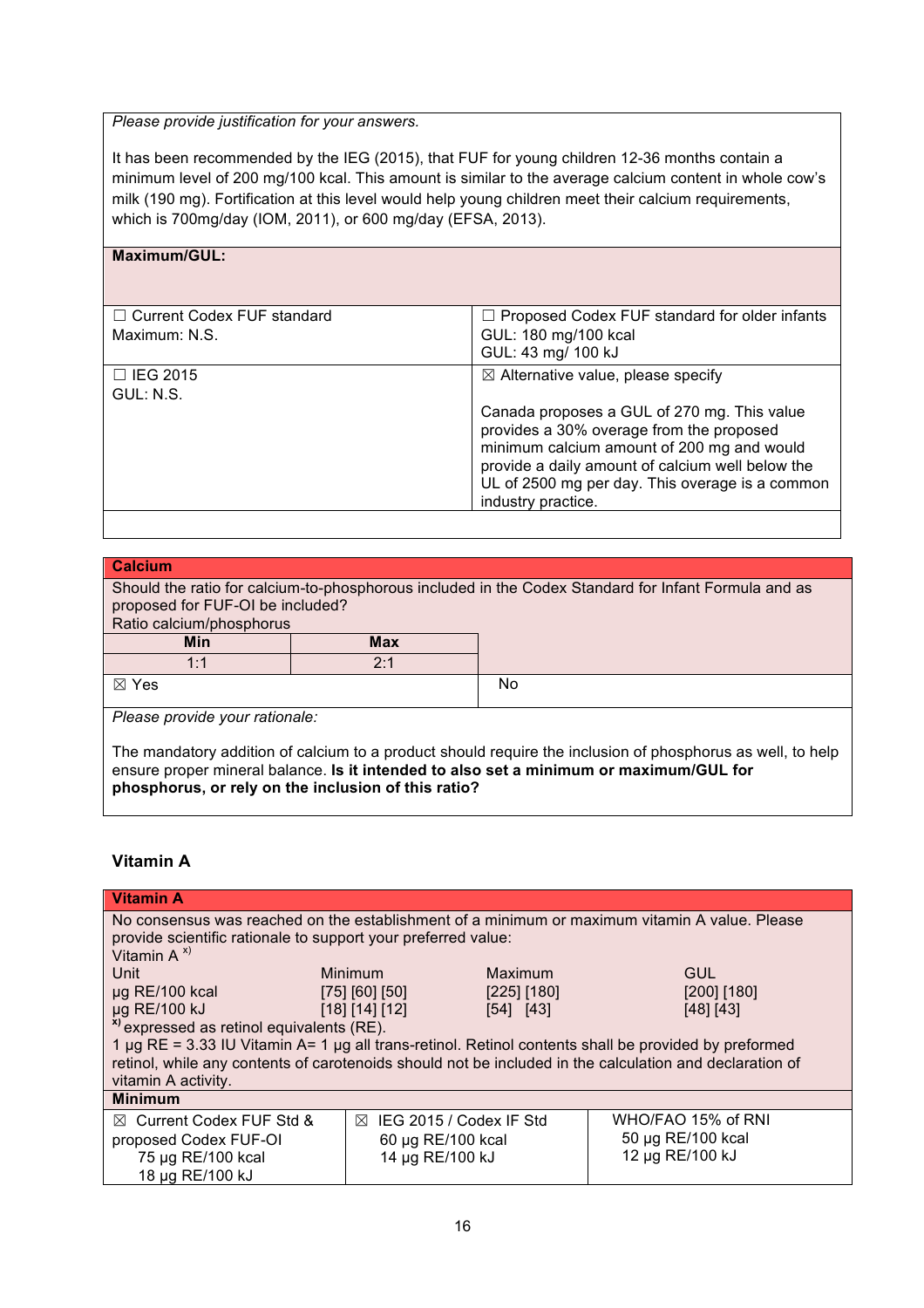*Please provide justification for your answers.*

It has been recommended by the IEG (2015), that FUF for young children 12-36 months contain a minimum level of 200 mg/100 kcal. This amount is similar to the average calcium content in whole cow's milk (190 mg). Fortification at this level would help young children meet their calcium requirements, which is 700mg/day (IOM, 2011), or 600 mg/day (EFSA, 2013).

**Maximum/GUL:**

| | |
|---|---|
| ☐ Current Codex FUF standard<br>Maximum: N.S. | ☐ Proposed Codex FUF standard for older infants<br>GUL: 180 mg/100 kcal<br>GUL: 43 mg/ 100 kJ |
| ☐ IEG 2015<br>GUL: N.S. | ☒ Alternative value, please specify<br><br>Canada proposes a GUL of 270 mg. This value provides a 30% overage from the proposed minimum calcium amount of 200 mg and would provide a daily amount of calcium well below the UL of 2500 mg per day. This overage is a common industry practice. |

**Calcium**

Should the ratio for calcium-to-phosphorous included in the Codex Standard for Infant Formula and as proposed for FUF-OI be included?

Ratio calcium/phosphorus

| Min | Max |
|---|---|
| 1:1 | 2:1 |

| | |
|---|---|
| ☒ Yes | No |

*Please provide your rationale:*

The mandatory addition of calcium to a product should require the inclusion of phosphorus as well, to help ensure proper mineral balance. **Is it intended to also set a minimum or maximum/GUL for phosphorus, or rely on the inclusion of this ratio?**

### Vitamin A

**Vitamin A**

No consensus was reached on the establishment of a minimum or maximum vitamin A value. Please provide scientific rationale to support your preferred value:

Vitamin A [x)]

| Unit | Minimum | Maximum | GUL |
|---|---|---|---|
| µg RE/100 kcal | [75] [60] [50] | [225] [180] | [200] [180] |
| µg RE/100 kJ | [18] [14] [12] | [54] [43] | [48] [43] |

[x)] expressed as retinol equivalents (RE).

1 µg RE = 3.33 IU Vitamin A= 1 µg all trans-retinol. Retinol contents shall be provided by preformed retinol, while any contents of carotenoids should not be included in the calculation and declaration of vitamin A activity.

**Minimum**

| | | |
|---|---|---|
| ☒ Current Codex FUF Std & proposed Codex FUF-OI<br>75 µg RE/100 kcal<br>18 µg RE/100 kJ | ☒ IEG 2015 / Codex IF Std<br>60 µg RE/100 kcal<br>14 µg RE/100 kJ | WHO/FAO 15% of RNI<br>50 µg RE/100 kcal<br>12 µg RE/100 kJ |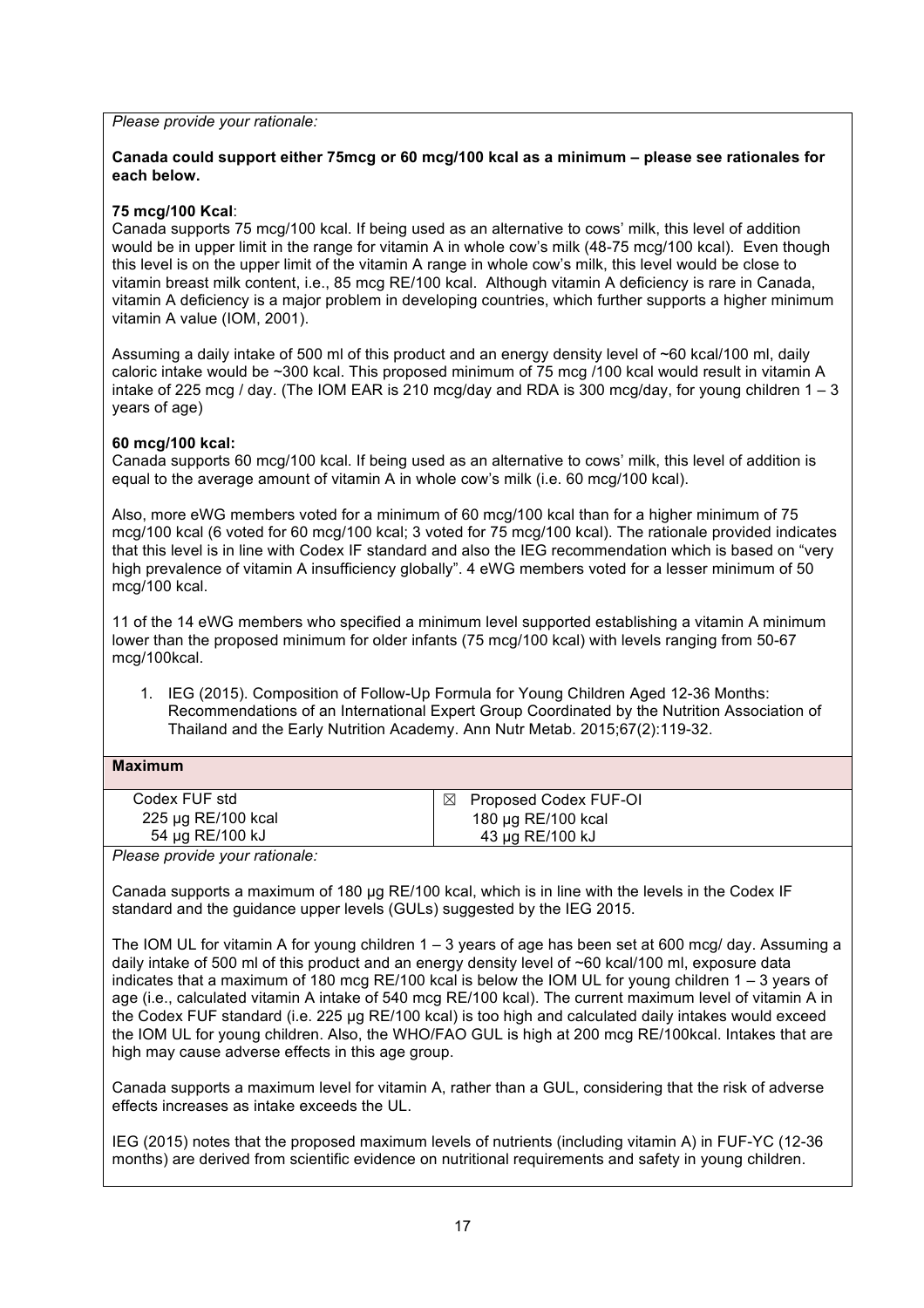*Please provide your rationale:*

**Canada could support either 75mcg or 60 mcg/100 kcal as a minimum – please see rationales for each below.**

**75 mcg/100 Kcal**:

Canada supports 75 mcg/100 kcal. If being used as an alternative to cows' milk, this level of addition would be in upper limit in the range for vitamin A in whole cow's milk (48-75 mcg/100 kcal). Even though this level is on the upper limit of the vitamin A range in whole cow's milk, this level would be close to vitamin breast milk content, i.e., 85 mcg RE/100 kcal. Although vitamin A deficiency is rare in Canada, vitamin A deficiency is a major problem in developing countries, which further supports a higher minimum vitamin A value (IOM, 2001).

Assuming a daily intake of 500 ml of this product and an energy density level of ~60 kcal/100 ml, daily caloric intake would be ~300 kcal. This proposed minimum of 75 mcg /100 kcal would result in vitamin A intake of 225 mcg / day. (The IOM EAR is 210 mcg/day and RDA is 300 mcg/day, for young children 1 – 3 years of age)

**60 mcg/100 kcal:**

Canada supports 60 mcg/100 kcal. If being used as an alternative to cows' milk, this level of addition is equal to the average amount of vitamin A in whole cow's milk (i.e. 60 mcg/100 kcal).

Also, more eWG members voted for a minimum of 60 mcg/100 kcal than for a higher minimum of 75 mcg/100 kcal (6 voted for 60 mcg/100 kcal; 3 voted for 75 mcg/100 kcal). The rationale provided indicates that this level is in line with Codex IF standard and also the IEG recommendation which is based on "very high prevalence of vitamin A insufficiency globally". 4 eWG members voted for a lesser minimum of 50 mcg/100 kcal.

11 of the 14 eWG members who specified a minimum level supported establishing a vitamin A minimum lower than the proposed minimum for older infants (75 mcg/100 kcal) with levels ranging from 50-67 mcg/100kcal.

1. IEG (2015). Composition of Follow-Up Formula for Young Children Aged 12-36 Months: Recommendations of an International Expert Group Coordinated by the Nutrition Association of Thailand and the Early Nutrition Academy. Ann Nutr Metab. 2015;67(2):119-32.

**Maximum**

| Codex FUF std | ☒ Proposed Codex FUF-OI |
|---|---|
| 225 µg RE/100 kcal | 180 µg RE/100 kcal |
| 54 µg RE/100 kJ | 43 µg RE/100 kJ |

*Please provide your rationale:*

Canada supports a maximum of 180 µg RE/100 kcal, which is in line with the levels in the Codex IF standard and the guidance upper levels (GULs) suggested by the IEG 2015.

The IOM UL for vitamin A for young children 1 – 3 years of age has been set at 600 mcg/ day. Assuming a daily intake of 500 ml of this product and an energy density level of ~60 kcal/100 ml, exposure data indicates that a maximum of 180 mcg RE/100 kcal is below the IOM UL for young children 1 – 3 years of age (i.e., calculated vitamin A intake of 540 mcg RE/100 kcal). The current maximum level of vitamin A in the Codex FUF standard (i.e. 225 µg RE/100 kcal) is too high and calculated daily intakes would exceed the IOM UL for young children. Also, the WHO/FAO GUL is high at 200 mcg RE/100kcal. Intakes that are high may cause adverse effects in this age group.

Canada supports a maximum level for vitamin A, rather than a GUL, considering that the risk of adverse effects increases as intake exceeds the UL.

IEG (2015) notes that the proposed maximum levels of nutrients (including vitamin A) in FUF-YC (12-36 months) are derived from scientific evidence on nutritional requirements and safety in young children.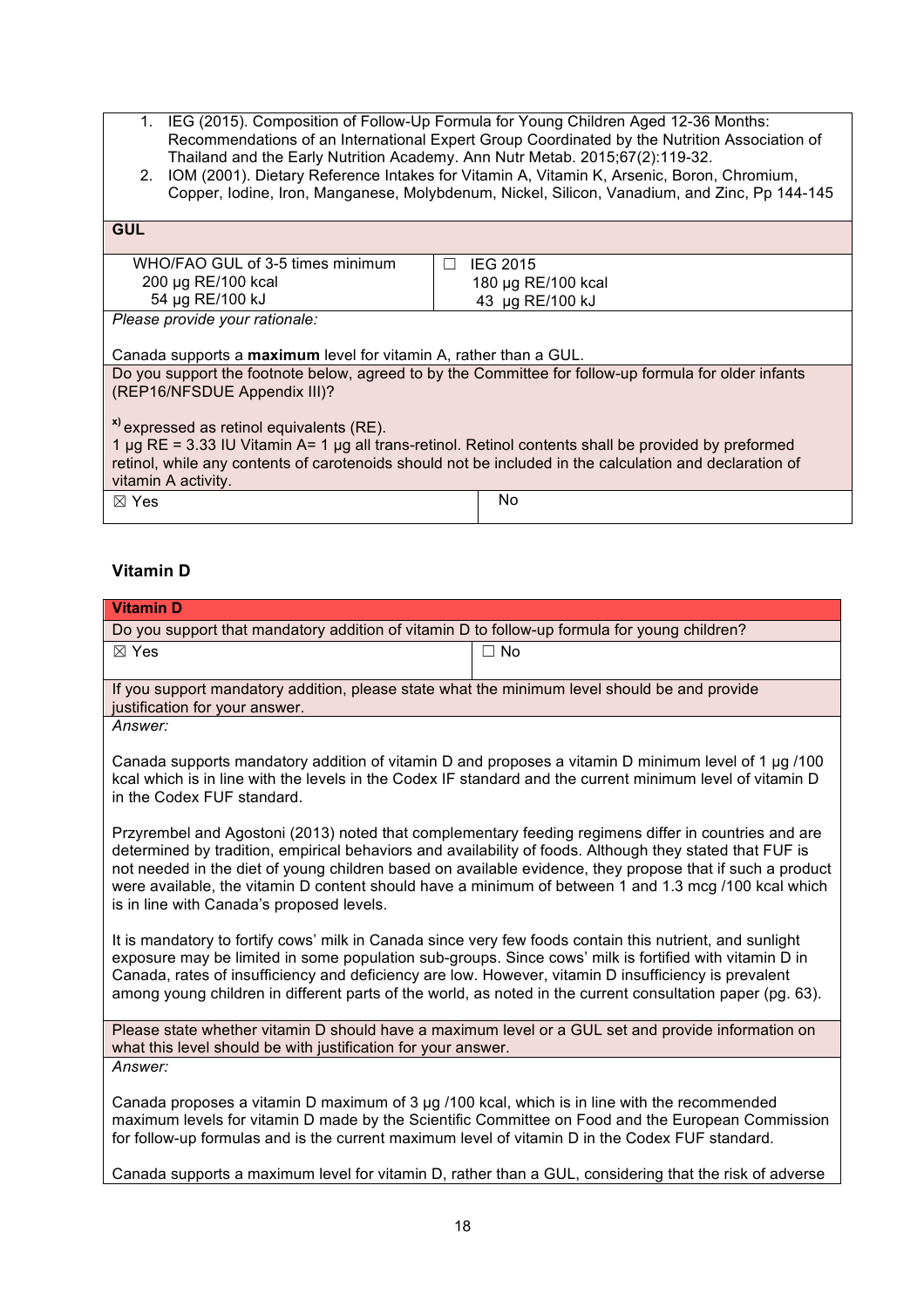1. IEG (2015). Composition of Follow-Up Formula for Young Children Aged 12-36 Months: Recommendations of an International Expert Group Coordinated by the Nutrition Association of Thailand and the Early Nutrition Academy. Ann Nutr Metab. 2015;67(2):119-32.
2. IOM (2001). Dietary Reference Intakes for Vitamin A, Vitamin K, Arsenic, Boron, Chromium, Copper, Iodine, Iron, Manganese, Molybdenum, Nickel, Silicon, Vanadium, and Zinc, Pp 144-145

| **GUL** | |
|---|---|
| WHO/FAO GUL of 3-5 times minimum<br>200 µg RE/100 kcal<br>54 µg RE/100 kJ | ☐ IEG 2015<br>180 µg RE/100 kcal<br>43 µg RE/100 kJ |
| *Please provide your rationale:*<br><br>Canada supports a **maximum** level for vitamin A, rather than a GUL. | |
| Do you support the footnote below, agreed to by the Committee for follow-up formula for older infants (REP16/NFSDUE Appendix III)?<br><br>[x)] expressed as retinol equivalents (RE).<br>1 µg RE = 3.33 IU Vitamin A= 1 µg all trans-retinol. Retinol contents shall be provided by preformed retinol, while any contents of carotenoids should not be included in the calculation and declaration of vitamin A activity. | |
| ☒ Yes | No |

## Vitamin D

| **Vitamin D** | |
|---|---|
| Do you support that mandatory addition of vitamin D to follow-up formula for young children? | |
| ☒ Yes | ☐ No |
| If you support mandatory addition, please state what the minimum level should be and provide justification for your answer. | |
| *Answer:*<br><br>Canada supports mandatory addition of vitamin D and proposes a vitamin D minimum level of 1 µg /100 kcal which is in line with the levels in the Codex IF standard and the current minimum level of vitamin D in the Codex FUF standard.<br><br>Przyrembel and Agostoni (2013) noted that complementary feeding regimens differ in countries and are determined by tradition, empirical behaviors and availability of foods. Although they stated that FUF is not needed in the diet of young children based on available evidence, they propose that if such a product were available, the vitamin D content should have a minimum of between 1 and 1.3 mcg /100 kcal which is in line with Canada's proposed levels.<br><br>It is mandatory to fortify cows' milk in Canada since very few foods contain this nutrient, and sunlight exposure may be limited in some population sub-groups. Since cows' milk is fortified with vitamin D in Canada, rates of insufficiency and deficiency are low. However, vitamin D insufficiency is prevalent among young children in different parts of the world, as noted in the current consultation paper (pg. 63). | |
| Please state whether vitamin D should have a maximum level or a GUL set and provide information on what this level should be with justification for your answer. | |
| *Answer:*<br><br>Canada proposes a vitamin D maximum of 3 µg /100 kcal, which is in line with the recommended maximum levels for vitamin D made by the Scientific Committee on Food and the European Commission for follow-up formulas and is the current maximum level of vitamin D in the Codex FUF standard.<br><br>Canada supports a maximum level for vitamin D, rather than a GUL, considering that the risk of adverse | |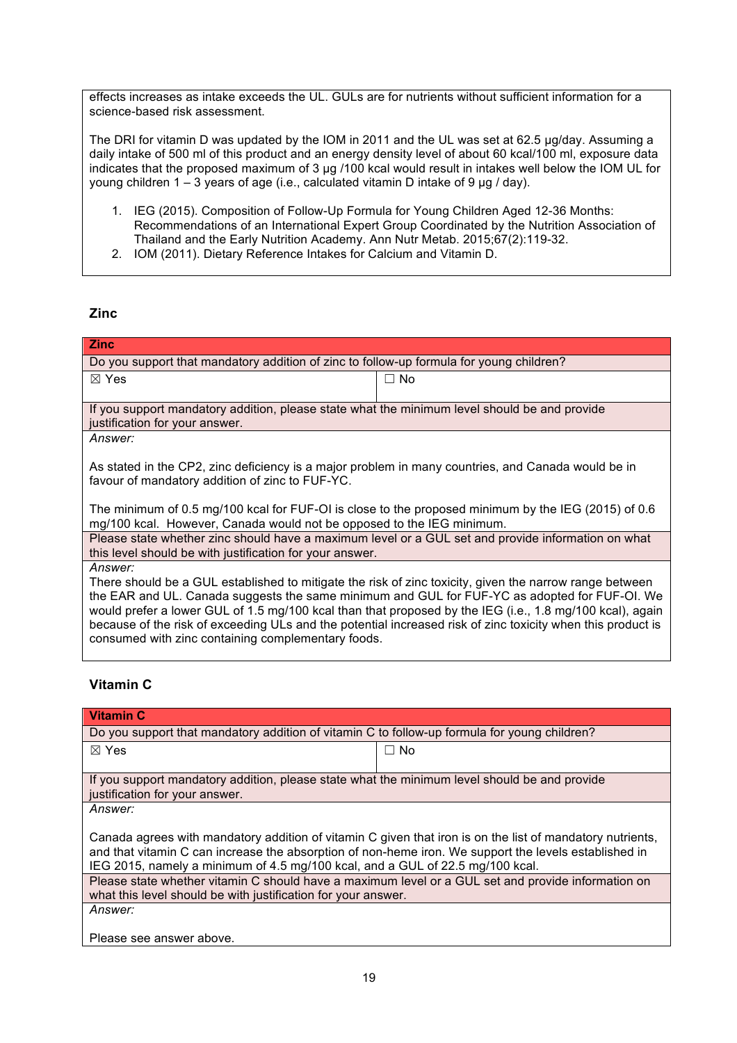effects increases as intake exceeds the UL. GULs are for nutrients without sufficient information for a science-based risk assessment.

The DRI for vitamin D was updated by the IOM in 2011 and the UL was set at 62.5 µg/day. Assuming a daily intake of 500 ml of this product and an energy density level of about 60 kcal/100 ml, exposure data indicates that the proposed maximum of 3 µg /100 kcal would result in intakes well below the IOM UL for young children 1 – 3 years of age (i.e., calculated vitamin D intake of 9 µg / day).

1. IEG (2015). Composition of Follow-Up Formula for Young Children Aged 12-36 Months: Recommendations of an International Expert Group Coordinated by the Nutrition Association of Thailand and the Early Nutrition Academy. Ann Nutr Metab. 2015;67(2):119-32.
2. IOM (2011). Dietary Reference Intakes for Calcium and Vitamin D.

### Zinc

| **Zinc** | |
|---|---|
| Do you support that mandatory addition of zinc to follow-up formula for young children? | |
| ☒ Yes | ☐ No |
| If you support mandatory addition, please state what the minimum level should be and provide justification for your answer. | |
| *Answer:*<br><br>As stated in the CP2, zinc deficiency is a major problem in many countries, and Canada would be in favour of mandatory addition of zinc to FUF-YC.<br><br>The minimum of 0.5 mg/100 kcal for FUF-OI is close to the proposed minimum by the IEG (2015) of 0.6 mg/100 kcal. However, Canada would not be opposed to the IEG minimum. | |
| Please state whether zinc should have a maximum level or a GUL set and provide information on what this level should be with justification for your answer. | |
| *Answer:*<br>There should be a GUL established to mitigate the risk of zinc toxicity, given the narrow range between the EAR and UL. Canada suggests the same minimum and GUL for FUF-YC as adopted for FUF-OI. We would prefer a lower GUL of 1.5 mg/100 kcal than that proposed by the IEG (i.e., 1.8 mg/100 kcal), again because of the risk of exceeding ULs and the potential increased risk of zinc toxicity when this product is consumed with zinc containing complementary foods. | |

### Vitamin C

| **Vitamin C** | |
|---|---|
| Do you support that mandatory addition of vitamin C to follow-up formula for young children? | |
| ☒ Yes | ☐ No |
| If you support mandatory addition, please state what the minimum level should be and provide justification for your answer. | |
| *Answer:*<br><br>Canada agrees with mandatory addition of vitamin C given that iron is on the list of mandatory nutrients, and that vitamin C can increase the absorption of non-heme iron. We support the levels established in IEG 2015, namely a minimum of 4.5 mg/100 kcal, and a GUL of 22.5 mg/100 kcal. | |
| Please state whether vitamin C should have a maximum level or a GUL set and provide information on what this level should be with justification for your answer. | |
| *Answer:*<br><br>Please see answer above. | |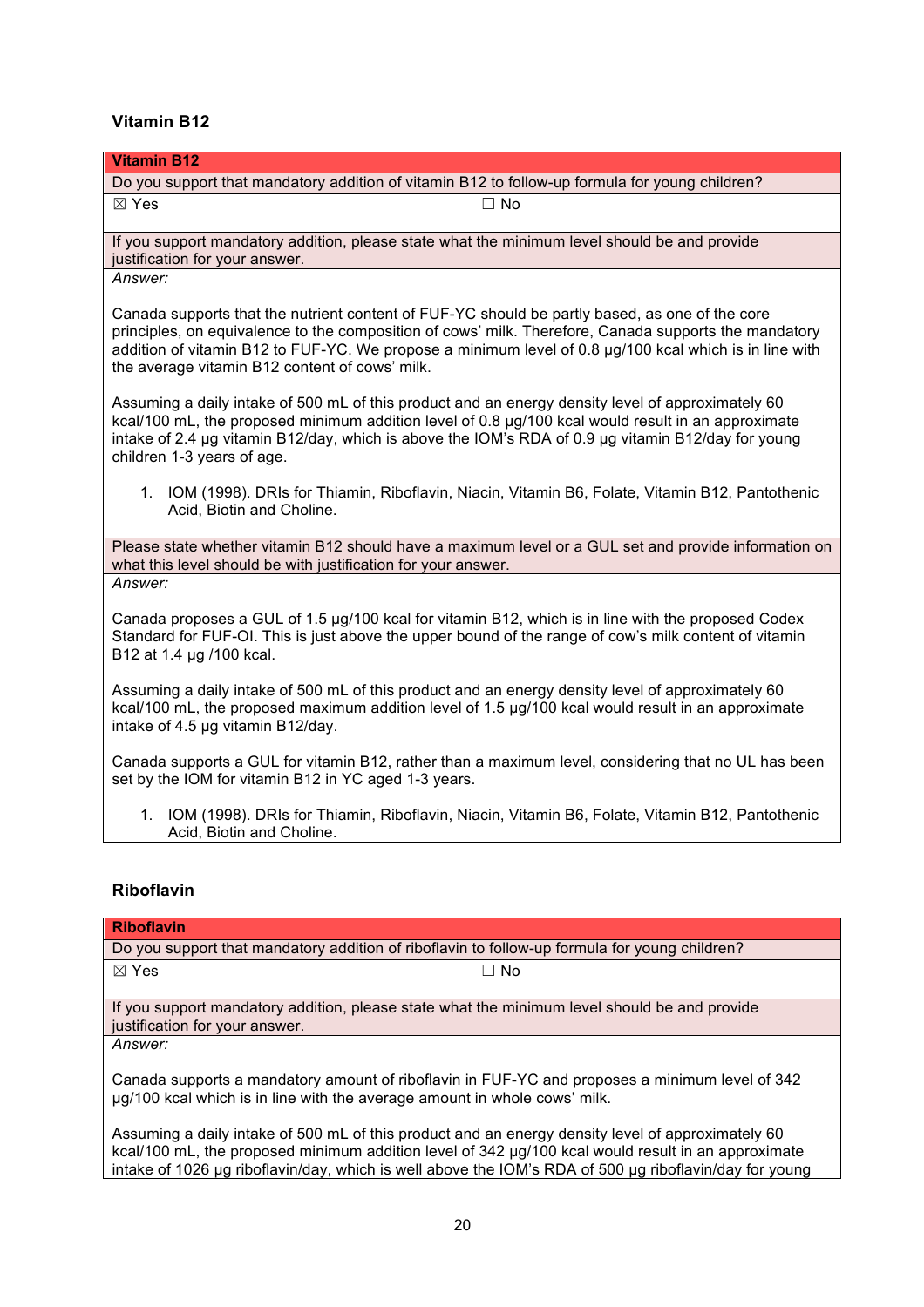### Vitamin B12

| **Vitamin B12** | |
|---|---|
| Do you support that mandatory addition of vitamin B12 to follow-up formula for young children? | |
| ☒ Yes | ☐ No |
| If you support mandatory addition, please state what the minimum level should be and provide justification for your answer. | |
| *Answer:*<br><br>Canada supports that the nutrient content of FUF-YC should be partly based, as one of the core principles, on equivalence to the composition of cows' milk. Therefore, Canada supports the mandatory addition of vitamin B12 to FUF-YC. We propose a minimum level of 0.8 µg/100 kcal which is in line with the average vitamin B12 content of cows' milk.<br><br>Assuming a daily intake of 500 mL of this product and an energy density level of approximately 60 kcal/100 mL, the proposed minimum addition level of 0.8 µg/100 kcal would result in an approximate intake of 2.4 µg vitamin B12/day, which is above the IOM's RDA of 0.9 µg vitamin B12/day for young children 1-3 years of age.<br><br>1. IOM (1998). DRIs for Thiamin, Riboflavin, Niacin, Vitamin B6, Folate, Vitamin B12, Pantothenic Acid, Biotin and Choline. | |
| Please state whether vitamin B12 should have a maximum level or a GUL set and provide information on what this level should be with justification for your answer. | |
| *Answer:*<br><br>Canada proposes a GUL of 1.5 µg/100 kcal for vitamin B12, which is in line with the proposed Codex Standard for FUF-OI. This is just above the upper bound of the range of cow's milk content of vitamin B12 at 1.4 µg /100 kcal.<br><br>Assuming a daily intake of 500 mL of this product and an energy density level of approximately 60 kcal/100 mL, the proposed maximum addition level of 1.5 µg/100 kcal would result in an approximate intake of 4.5 µg vitamin B12/day.<br><br>Canada supports a GUL for vitamin B12, rather than a maximum level, considering that no UL has been set by the IOM for vitamin B12 in YC aged 1-3 years.<br><br>1. IOM (1998). DRIs for Thiamin, Riboflavin, Niacin, Vitamin B6, Folate, Vitamin B12, Pantothenic Acid, Biotin and Choline. | |

### Riboflavin

| **Riboflavin** | |
|---|---|
| Do you support that mandatory addition of riboflavin to follow-up formula for young children? | |
| ☒ Yes | ☐ No |
| If you support mandatory addition, please state what the minimum level should be and provide justification for your answer. | |
| *Answer:*<br><br>Canada supports a mandatory amount of riboflavin in FUF-YC and proposes a minimum level of 342 µg/100 kcal which is in line with the average amount in whole cows' milk.<br><br>Assuming a daily intake of 500 mL of this product and an energy density level of approximately 60 kcal/100 mL, the proposed minimum addition level of 342 µg/100 kcal would result in an approximate intake of 1026 µg riboflavin/day, which is well above the IOM's RDA of 500 µg riboflavin/day for young | |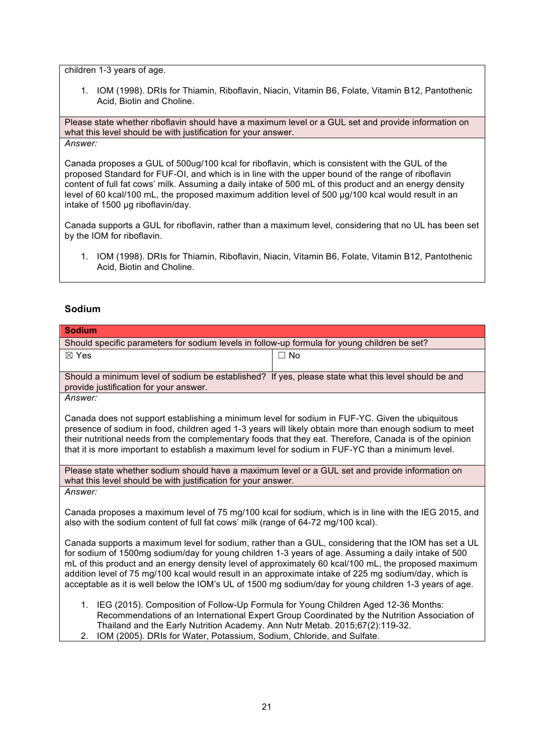children 1-3 years of age.

1. IOM (1998). DRIs for Thiamin, Riboflavin, Niacin, Vitamin B6, Folate, Vitamin B12, Pantothenic Acid, Biotin and Choline.

Please state whether riboflavin should have a maximum level or a GUL set and provide information on what this level should be with justification for your answer.

*Answer:*

Canada proposes a GUL of 500ug/100 kcal for riboflavin, which is consistent with the GUL of the proposed Standard for FUF-OI, and which is in line with the upper bound of the range of riboflavin content of full fat cows' milk. Assuming a daily intake of 500 mL of this product and an energy density level of 60 kcal/100 mL, the proposed maximum addition level of 500 µg/100 kcal would result in an intake of 1500 µg riboflavin/day.

Canada supports a GUL for riboflavin, rather than a maximum level, considering that no UL has been set by the IOM for riboflavin.

1. IOM (1998). DRIs for Thiamin, Riboflavin, Niacin, Vitamin B6, Folate, Vitamin B12, Pantothenic Acid, Biotin and Choline.

### Sodium

**Sodium**

Should specific parameters for sodium levels in follow-up formula for young children be set?

| ☒ Yes | ☐ No |
|---|---|

Should a minimum level of sodium be established? If yes, please state what this level should be and provide justification for your answer.

*Answer:*

Canada does not support establishing a minimum level for sodium in FUF-YC. Given the ubiquitous presence of sodium in food, children aged 1-3 years will likely obtain more than enough sodium to meet their nutritional needs from the complementary foods that they eat. Therefore, Canada is of the opinion that it is more important to establish a maximum level for sodium in FUF-YC than a minimum level.

Please state whether sodium should have a maximum level or a GUL set and provide information on what this level should be with justification for your answer.

*Answer:*

Canada proposes a maximum level of 75 mg/100 kcal for sodium, which is in line with the IEG 2015, and also with the sodium content of full fat cows' milk (range of 64-72 mg/100 kcal).

Canada supports a maximum level for sodium, rather than a GUL, considering that the IOM has set a UL for sodium of 1500mg sodium/day for young children 1-3 years of age. Assuming a daily intake of 500 mL of this product and an energy density level of approximately 60 kcal/100 mL, the proposed maximum addition level of 75 mg/100 kcal would result in an approximate intake of 225 mg sodium/day, which is acceptable as it is well below the IOM's UL of 1500 mg sodium/day for young children 1-3 years of age.

1. IEG (2015). Composition of Follow-Up Formula for Young Children Aged 12-36 Months: Recommendations of an International Expert Group Coordinated by the Nutrition Association of Thailand and the Early Nutrition Academy. Ann Nutr Metab. 2015;67(2):119-32.
2. IOM (2005). DRIs for Water, Potassium, Sodium, Chloride, and Sulfate.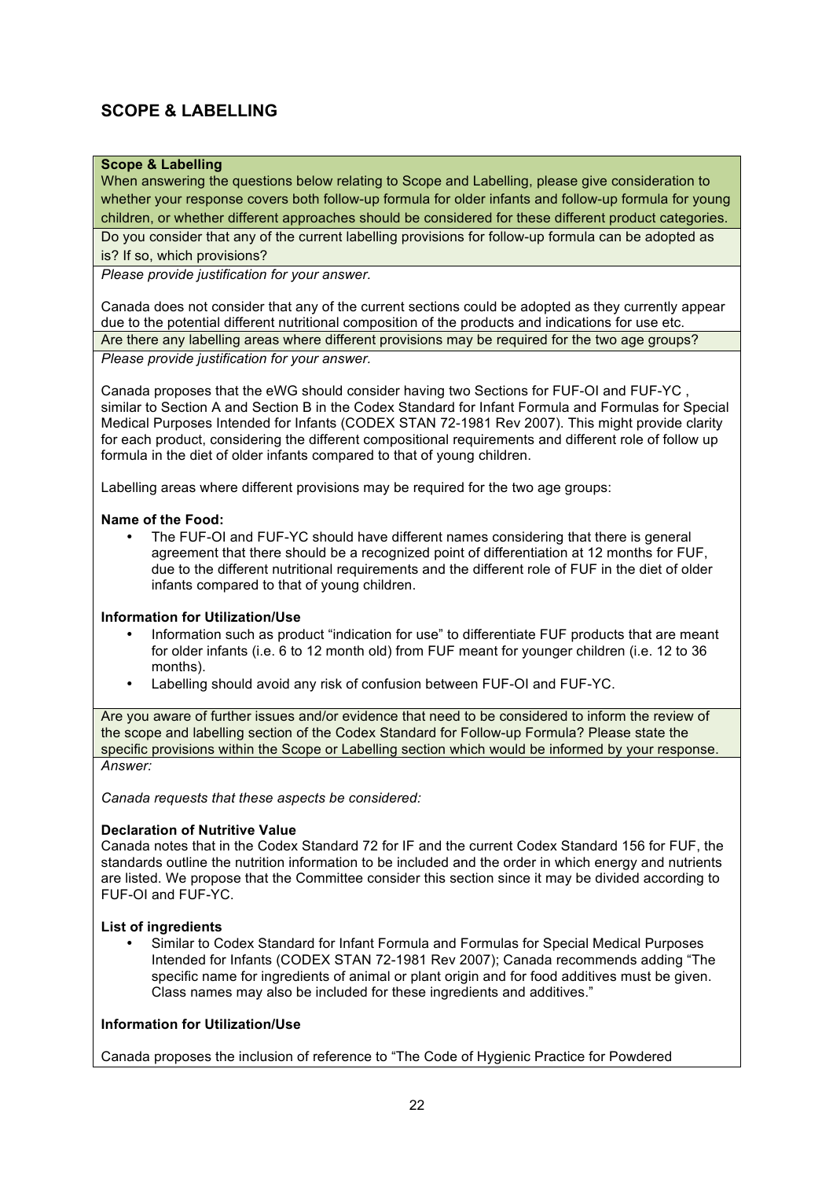## SCOPE & LABELLING

**Scope & Labelling**

When answering the questions below relating to Scope and Labelling, please give consideration to whether your response covers both follow-up formula for older infants and follow-up formula for young children, or whether different approaches should be considered for these different product categories.

Do you consider that any of the current labelling provisions for follow-up formula can be adopted as is? If so, which provisions?

*Please provide justification for your answer.*

Canada does not consider that any of the current sections could be adopted as they currently appear due to the potential different nutritional composition of the products and indications for use etc.

Are there any labelling areas where different provisions may be required for the two age groups?

*Please provide justification for your answer.*

Canada proposes that the eWG should consider having two Sections for FUF-OI and FUF-YC , similar to Section A and Section B in the Codex Standard for Infant Formula and Formulas for Special Medical Purposes Intended for Infants (CODEX STAN 72-1981 Rev 2007). This might provide clarity for each product, considering the different compositional requirements and different role of follow up formula in the diet of older infants compared to that of young children.

Labelling areas where different provisions may be required for the two age groups:

**Name of the Food:**

- The FUF-OI and FUF-YC should have different names considering that there is general agreement that there should be a recognized point of differentiation at 12 months for FUF, due to the different nutritional requirements and the different role of FUF in the diet of older infants compared to that of young children.

**Information for Utilization/Use**

- Information such as product "indication for use" to differentiate FUF products that are meant for older infants (i.e. 6 to 12 month old) from FUF meant for younger children (i.e. 12 to 36 months).
- Labelling should avoid any risk of confusion between FUF-OI and FUF-YC.

Are you aware of further issues and/or evidence that need to be considered to inform the review of the scope and labelling section of the Codex Standard for Follow-up Formula? Please state the specific provisions within the Scope or Labelling section which would be informed by your response.

*Answer:*

*Canada requests that these aspects be considered:*

**Declaration of Nutritive Value**

Canada notes that in the Codex Standard 72 for IF and the current Codex Standard 156 for FUF, the standards outline the nutrition information to be included and the order in which energy and nutrients are listed. We propose that the Committee consider this section since it may be divided according to FUF-OI and FUF-YC.

**List of ingredients**

- Similar to Codex Standard for Infant Formula and Formulas for Special Medical Purposes Intended for Infants (CODEX STAN 72-1981 Rev 2007); Canada recommends adding "The specific name for ingredients of animal or plant origin and for food additives must be given. Class names may also be included for these ingredients and additives."

**Information for Utilization/Use**

Canada proposes the inclusion of reference to "The Code of Hygienic Practice for Powdered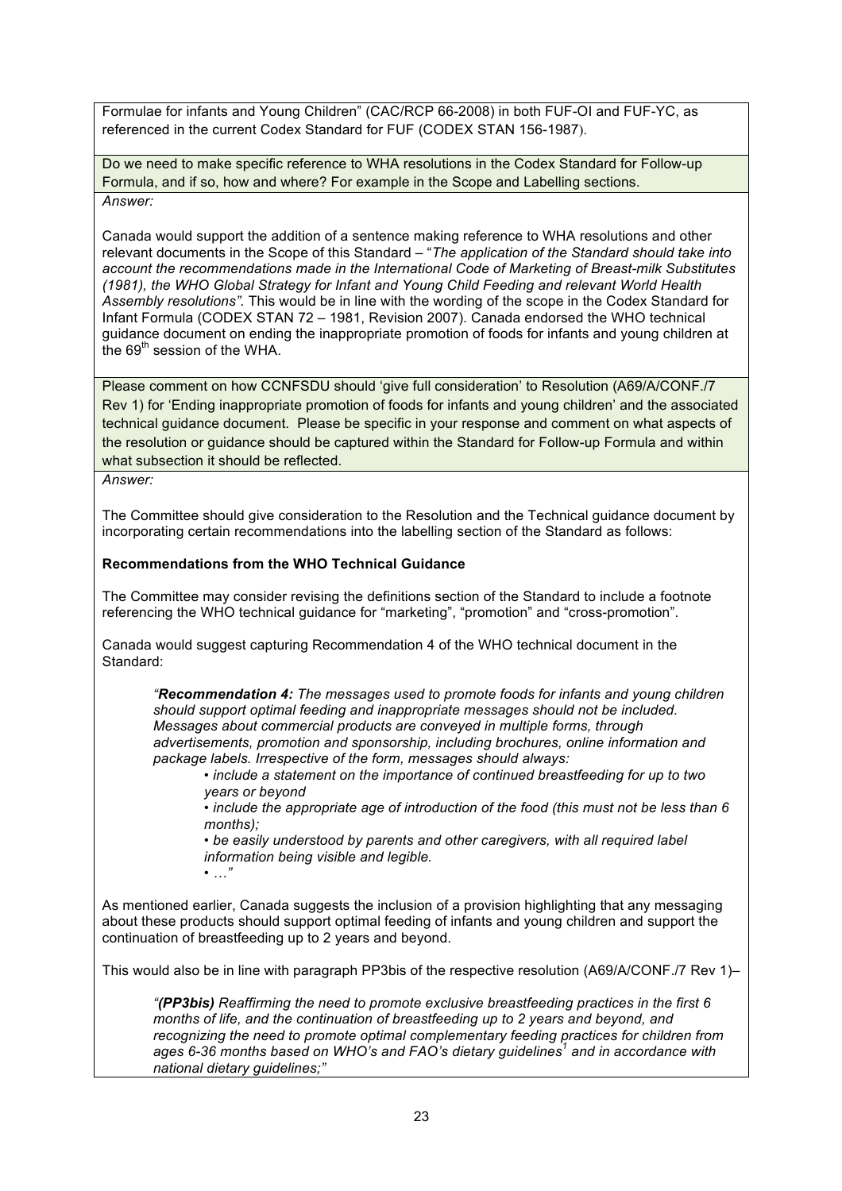Formulae for infants and Young Children" (CAC/RCP 66-2008) in both FUF-OI and FUF-YC, as referenced in the current Codex Standard for FUF (CODEX STAN 156-1987).

Do we need to make specific reference to WHA resolutions in the Codex Standard for Follow-up Formula, and if so, how and where? For example in the Scope and Labelling sections.

*Answer:*

Canada would support the addition of a sentence making reference to WHA resolutions and other relevant documents in the Scope of this Standard – "*The application of the Standard should take into account the recommendations made in the International Code of Marketing of Breast-milk Substitutes (1981), the WHO Global Strategy for Infant and Young Child Feeding and relevant World Health Assembly resolutions".* This would be in line with the wording of the scope in the Codex Standard for Infant Formula (CODEX STAN 72 – 1981, Revision 2007). Canada endorsed the WHO technical guidance document on ending the inappropriate promotion of foods for infants and young children at the 69th session of the WHA.

Please comment on how CCNFSDU should 'give full consideration' to Resolution (A69/A/CONF./7 Rev 1) for 'Ending inappropriate promotion of foods for infants and young children' and the associated technical guidance document. Please be specific in your response and comment on what aspects of the resolution or guidance should be captured within the Standard for Follow-up Formula and within what subsection it should be reflected.

*Answer:*

The Committee should give consideration to the Resolution and the Technical guidance document by incorporating certain recommendations into the labelling section of the Standard as follows:

**Recommendations from the WHO Technical Guidance**

The Committee may consider revising the definitions section of the Standard to include a footnote referencing the WHO technical guidance for "marketing", "promotion" and "cross-promotion".

Canada would suggest capturing Recommendation 4 of the WHO technical document in the Standard:

> *"**Recommendation 4:** The messages used to promote foods for infants and young children should support optimal feeding and inappropriate messages should not be included. Messages about commercial products are conveyed in multiple forms, through advertisements, promotion and sponsorship, including brochures, online information and package labels. Irrespective of the form, messages should always:*
>
> - *include a statement on the importance of continued breastfeeding for up to two years or beyond*
> - *include the appropriate age of introduction of the food (this must not be less than 6 months);*
> - *be easily understood by parents and other caregivers, with all required label information being visible and legible.*
> - *…"*

As mentioned earlier, Canada suggests the inclusion of a provision highlighting that any messaging about these products should support optimal feeding of infants and young children and support the continuation of breastfeeding up to 2 years and beyond.

This would also be in line with paragraph PP3bis of the respective resolution (A69/A/CONF./7 Rev 1)–

> *"**(PP3bis)** Reaffirming the need to promote exclusive breastfeeding practices in the first 6 months of life, and the continuation of breastfeeding up to 2 years and beyond, and recognizing the need to promote optimal complementary feeding practices for children from ages 6-36 months based on WHO's and FAO's dietary guidelines[1] and in accordance with national dietary guidelines;"*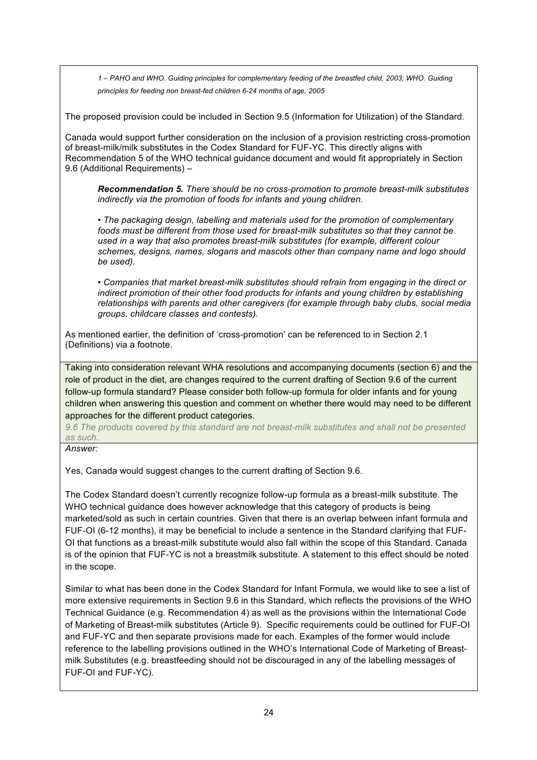*1 – PAHO and WHO. Guiding principles for complementary feeding of the breastfed child, 2003; WHO. Guiding principles for feeding non breast-fed children 6-24 months of age, 2005*

The proposed provision could be included in Section 9.5 (Information for Utilization) of the Standard.

Canada would support further consideration on the inclusion of a provision restricting cross-promotion of breast-milk/milk substitutes in the Codex Standard for FUF-YC. This directly aligns with Recommendation 5 of the WHO technical guidance document and would fit appropriately in Section 9.6 (Additional Requirements) –

> ***Recommendation 5.*** *There should be no cross-promotion to promote breast-milk substitutes indirectly via the promotion of foods for infants and young children.*
>
> *• The packaging design, labelling and materials used for the promotion of complementary foods must be different from those used for breast-milk substitutes so that they cannot be used in a way that also promotes breast-milk substitutes (for example, different colour schemes, designs, names, slogans and mascots other than company name and logo should be used).*
>
> *• Companies that market breast-milk substitutes should refrain from engaging in the direct or indirect promotion of their other food products for infants and young children by establishing relationships with parents and other caregivers (for example through baby clubs, social media groups, childcare classes and contests).*

As mentioned earlier, the definition of 'cross-promotion' can be referenced to in Section 2.1 (Definitions) via a footnote.

Taking into consideration relevant WHA resolutions and accompanying documents (section 6) and the role of product in the diet, are changes required to the current drafting of Section 9.6 of the current follow-up formula standard? Please consider both follow-up formula for older infants and for young children when answering this question and comment on whether there would may need to be different approaches for the different product categories.

*9.6 The products covered by this standard are not breast-milk substitutes and shall not be presented as such.*

*Answer:*

Yes, Canada would suggest changes to the current drafting of Section 9.6.

The Codex Standard doesn't currently recognize follow-up formula as a breast-milk substitute. The WHO technical guidance does however acknowledge that this category of products is being marketed/sold as such in certain countries. Given that there is an overlap between infant formula and FUF-OI (6-12 months), it may be beneficial to include a sentence in the Standard clarifying that FUF-OI that functions as a breast-milk substitute would also fall within the scope of this Standard. Canada is of the opinion that FUF-YC is not a breastmilk substitute. A statement to this effect should be noted in the scope.

Similar to what has been done in the Codex Standard for Infant Formula, we would like to see a list of more extensive requirements in Section 9.6 in this Standard, which reflects the provisions of the WHO Technical Guidance (e.g. Recommendation 4) as well as the provisions within the International Code of Marketing of Breast-milk substitutes (Article 9). Specific requirements could be outlined for FUF-OI and FUF-YC and then separate provisions made for each. Examples of the former would include reference to the labelling provisions outlined in the WHO's International Code of Marketing of Breast-milk Substitutes (e.g. breastfeeding should not be discouraged in any of the labelling messages of FUF-OI and FUF-YC).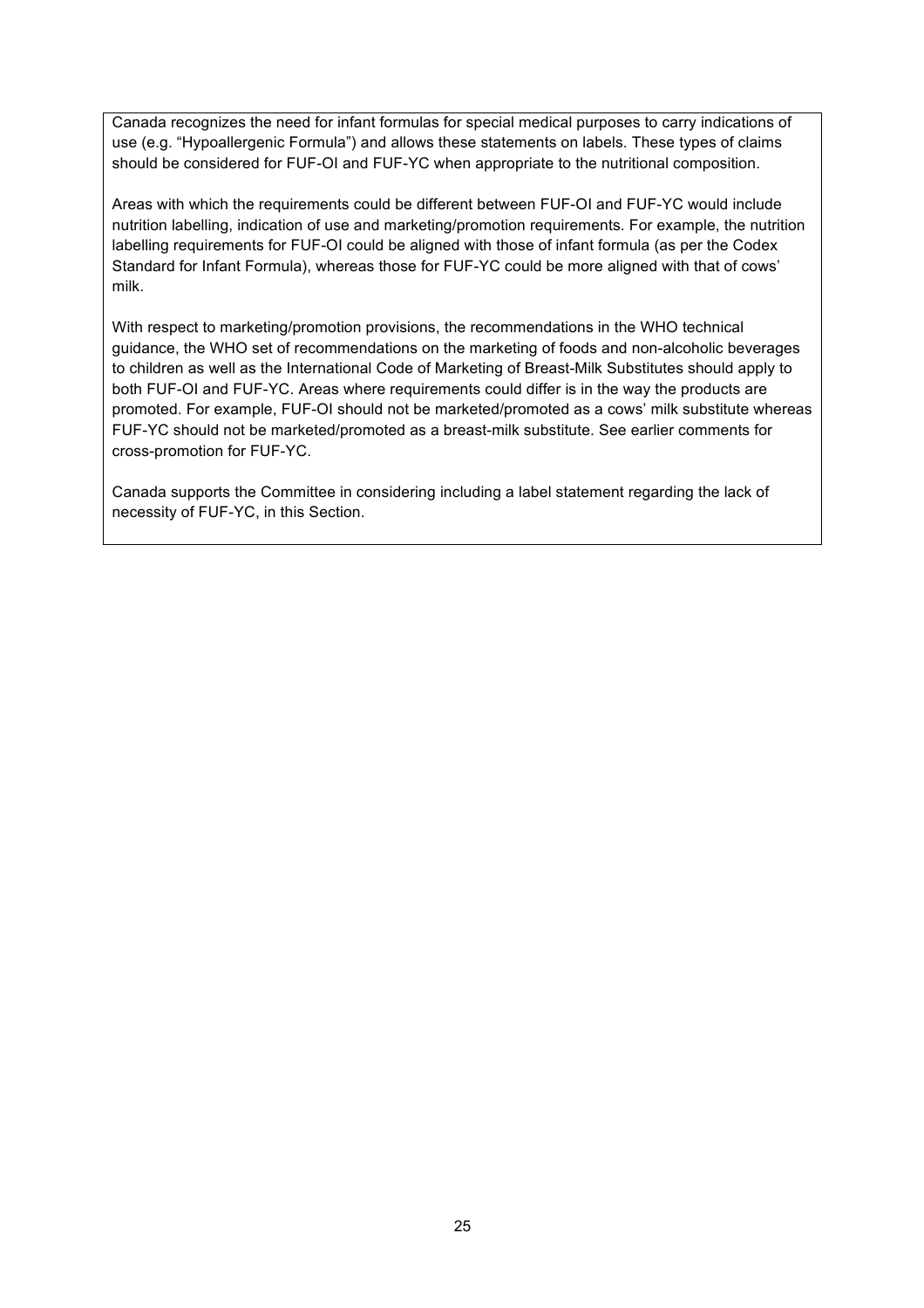Canada recognizes the need for infant formulas for special medical purposes to carry indications of use (e.g. "Hypoallergenic Formula") and allows these statements on labels. These types of claims should be considered for FUF-OI and FUF-YC when appropriate to the nutritional composition.

Areas with which the requirements could be different between FUF-OI and FUF-YC would include nutrition labelling, indication of use and marketing/promotion requirements. For example, the nutrition labelling requirements for FUF-OI could be aligned with those of infant formula (as per the Codex Standard for Infant Formula), whereas those for FUF-YC could be more aligned with that of cows' milk.

With respect to marketing/promotion provisions, the recommendations in the WHO technical guidance, the WHO set of recommendations on the marketing of foods and non-alcoholic beverages to children as well as the International Code of Marketing of Breast-Milk Substitutes should apply to both FUF-OI and FUF-YC. Areas where requirements could differ is in the way the products are promoted. For example, FUF-OI should not be marketed/promoted as a cows' milk substitute whereas FUF-YC should not be marketed/promoted as a breast-milk substitute. See earlier comments for cross-promotion for FUF-YC.

Canada supports the Committee in considering including a label statement regarding the lack of necessity of FUF-YC, in this Section.